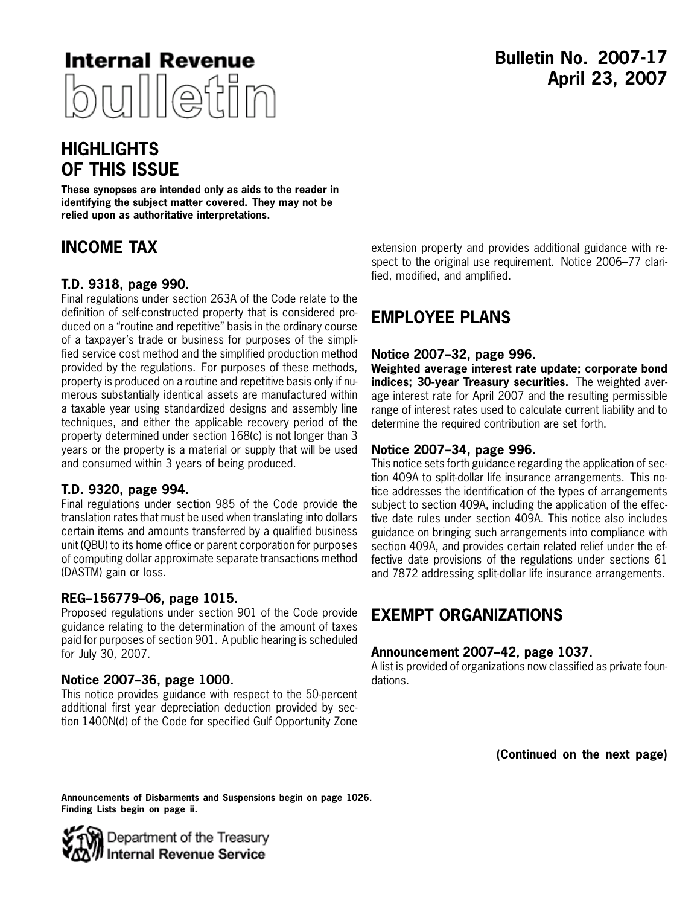# Internal Revenue bulletin

**Bulletin No. 2007-17**
**April 23, 2007**

## HIGHLIGHTS OF THIS ISSUE

**These synopses are intended only as aids to the reader in identifying the subject matter covered. They may not be relied upon as authoritative interpretations.**

## INCOME TAX

### T.D. 9318, page 990.

Final regulations under section 263A of the Code relate to the definition of self-constructed property that is considered produced on a "routine and repetitive" basis in the ordinary course of a taxpayer's trade or business for purposes of the simplified service cost method and the simplified production method provided by the regulations. For purposes of these methods, property is produced on a routine and repetitive basis only if numerous substantially identical assets are manufactured within a taxable year using standardized designs and assembly line techniques, and either the applicable recovery period of the property determined under section 168(c) is not longer than 3 years or the property is a material or supply that will be used and consumed within 3 years of being produced.

### T.D. 9320, page 994.

Final regulations under section 985 of the Code provide the translation rates that must be used when translating into dollars certain items and amounts transferred by a qualified business unit (QBU) to its home office or parent corporation for purposes of computing dollar approximate separate transactions method (DASTM) gain or loss.

### REG–156779–06, page 1015.

Proposed regulations under section 901 of the Code provide guidance relating to the determination of the amount of taxes paid for purposes of section 901. A public hearing is scheduled for July 30, 2007.

### Notice 2007–36, page 1000.

This notice provides guidance with respect to the 50-percent additional first year depreciation deduction provided by section 1400N(d) of the Code for specified Gulf Opportunity Zone extension property and provides additional guidance with respect to the original use requirement. Notice 2006–77 clarified, modified, and amplified.

## EMPLOYEE PLANS

### Notice 2007–32, page 996.

**Weighted average interest rate update; corporate bond indices; 30-year Treasury securities.** The weighted average interest rate for April 2007 and the resulting permissible range of interest rates used to calculate current liability and to determine the required contribution are set forth.

### Notice 2007–34, page 996.

This notice sets forth guidance regarding the application of section 409A to split-dollar life insurance arrangements. This notice addresses the identification of the types of arrangements subject to section 409A, including the application of the effective date rules under section 409A. This notice also includes guidance on bringing such arrangements into compliance with section 409A, and provides certain related relief under the effective date provisions of the regulations under sections 61 and 7872 addressing split-dollar life insurance arrangements.

## EXEMPT ORGANIZATIONS

### Announcement 2007–42, page 1037.

A list is provided of organizations now classified as private foundations.

**(Continued on the next page)**

**Announcements of Disbarments and Suspensions begin on page 1026.**
**Finding Lists begin on page ii.**

Department of the Treasury
Internal Revenue Service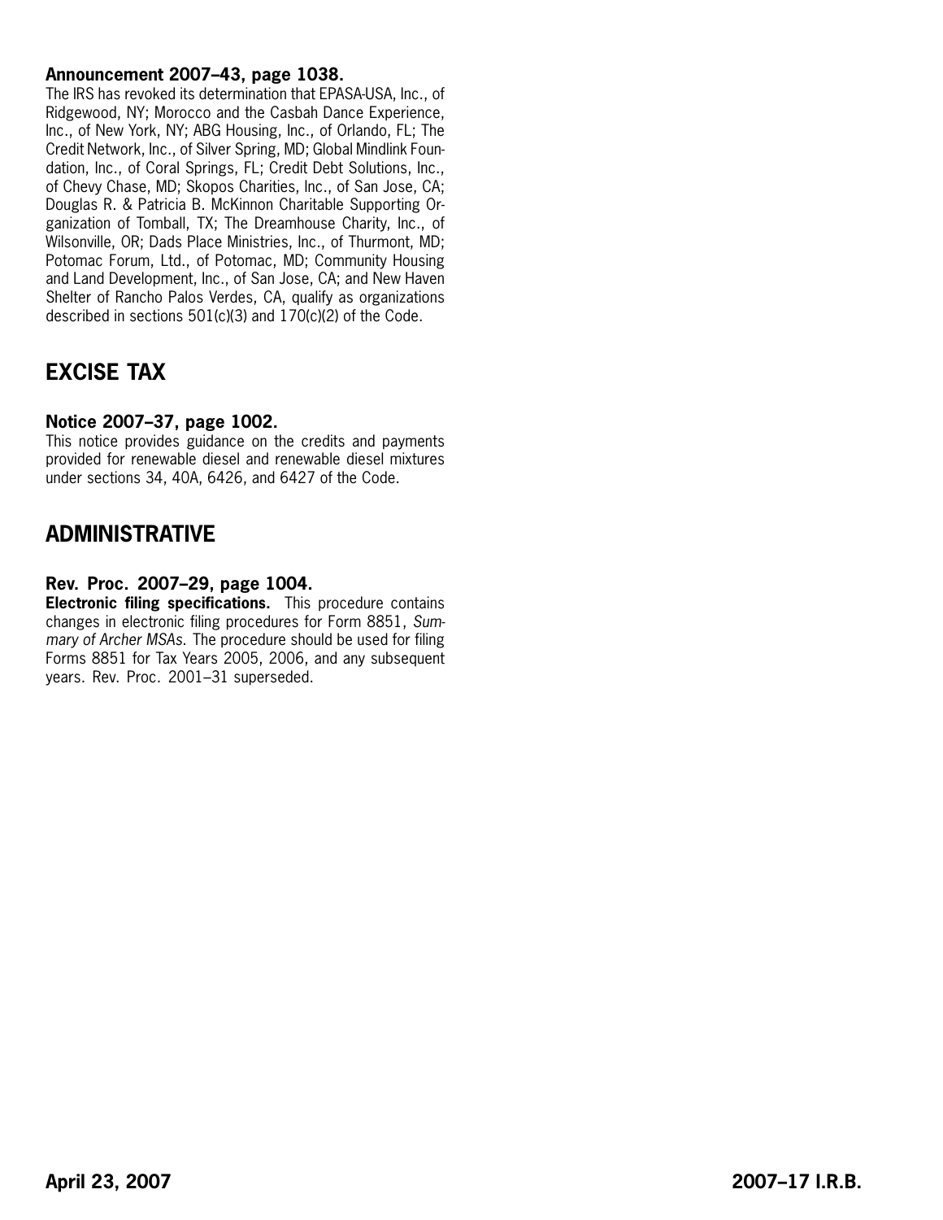**Announcement 2007–43, page 1038.**

The IRS has revoked its determination that EPASA-USA, Inc., of Ridgewood, NY; Morocco and the Casbah Dance Experience, Inc., of New York, NY; ABG Housing, Inc., of Orlando, FL; The Credit Network, Inc., of Silver Spring, MD; Global Mindlink Foundation, Inc., of Coral Springs, FL; Credit Debt Solutions, Inc., of Chevy Chase, MD; Skopos Charities, Inc., of San Jose, CA; Douglas R. & Patricia B. McKinnon Charitable Supporting Organization of Tomball, TX; The Dreamhouse Charity, Inc., of Wilsonville, OR; Dads Place Ministries, Inc., of Thurmont, MD; Potomac Forum, Ltd., of Potomac, MD; Community Housing and Land Development, Inc., of San Jose, CA; and New Haven Shelter of Rancho Palos Verdes, CA, qualify as organizations described in sections 501(c)(3) and 170(c)(2) of the Code.

## EXCISE TAX

**Notice 2007–37, page 1002.**

This notice provides guidance on the credits and payments provided for renewable diesel and renewable diesel mixtures under sections 34, 40A, 6426, and 6427 of the Code.

## ADMINISTRATIVE

**Rev. Proc. 2007–29, page 1004.**

**Electronic filing specifications.** This procedure contains changes in electronic filing procedures for Form 8851, *Summary of Archer MSAs*. The procedure should be used for filing Forms 8851 for Tax Years 2005, 2006, and any subsequent years. Rev. Proc. 2001–31 superseded.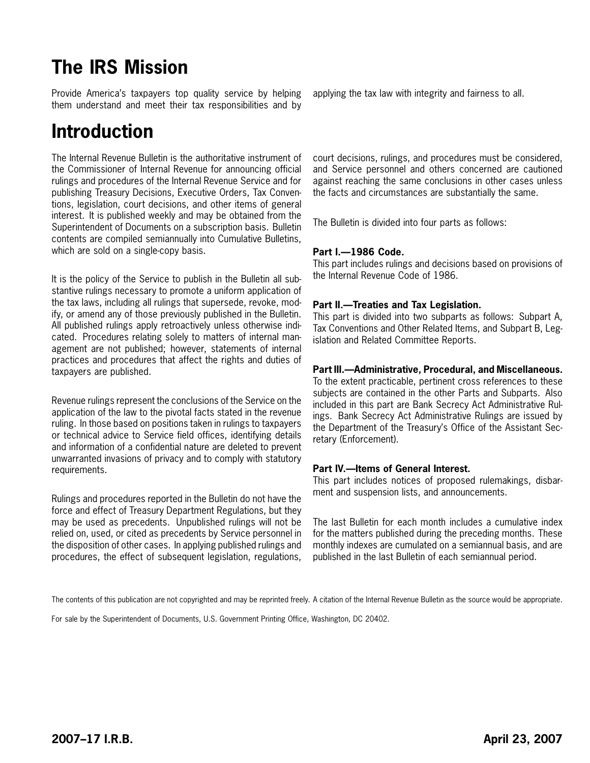# The IRS Mission

Provide America's taxpayers top quality service by helping them understand and meet their tax responsibilities and by applying the tax law with integrity and fairness to all.

# Introduction

The Internal Revenue Bulletin is the authoritative instrument of the Commissioner of Internal Revenue for announcing official rulings and procedures of the Internal Revenue Service and for publishing Treasury Decisions, Executive Orders, Tax Conventions, legislation, court decisions, and other items of general interest. It is published weekly and may be obtained from the Superintendent of Documents on a subscription basis. Bulletin contents are compiled semiannually into Cumulative Bulletins, which are sold on a single-copy basis.

It is the policy of the Service to publish in the Bulletin all substantive rulings necessary to promote a uniform application of the tax laws, including all rulings that supersede, revoke, modify, or amend any of those previously published in the Bulletin. All published rulings apply retroactively unless otherwise indicated. Procedures relating solely to matters of internal management are not published; however, statements of internal practices and procedures that affect the rights and duties of taxpayers are published.

Revenue rulings represent the conclusions of the Service on the application of the law to the pivotal facts stated in the revenue ruling. In those based on positions taken in rulings to taxpayers or technical advice to Service field offices, identifying details and information of a confidential nature are deleted to prevent unwarranted invasions of privacy and to comply with statutory requirements.

Rulings and procedures reported in the Bulletin do not have the force and effect of Treasury Department Regulations, but they may be used as precedents. Unpublished rulings will not be relied on, used, or cited as precedents by Service personnel in the disposition of other cases. In applying published rulings and procedures, the effect of subsequent legislation, regulations, court decisions, rulings, and procedures must be considered, and Service personnel and others concerned are cautioned against reaching the same conclusions in other cases unless the facts and circumstances are substantially the same.

The Bulletin is divided into four parts as follows:

**Part I.—1986 Code.**
This part includes rulings and decisions based on provisions of the Internal Revenue Code of 1986.

**Part II.—Treaties and Tax Legislation.**
This part is divided into two subparts as follows: Subpart A, Tax Conventions and Other Related Items, and Subpart B, Legislation and Related Committee Reports.

**Part III.—Administrative, Procedural, and Miscellaneous.**
To the extent practicable, pertinent cross references to these subjects are contained in the other Parts and Subparts. Also included in this part are Bank Secrecy Act Administrative Rulings. Bank Secrecy Act Administrative Rulings are issued by the Department of the Treasury's Office of the Assistant Secretary (Enforcement).

**Part IV.—Items of General Interest.**
This part includes notices of proposed rulemakings, disbarment and suspension lists, and announcements.

The last Bulletin for each month includes a cumulative index for the matters published during the preceding months. These monthly indexes are cumulated on a semiannual basis, and are published in the last Bulletin of each semiannual period.

The contents of this publication are not copyrighted and may be reprinted freely. A citation of the Internal Revenue Bulletin as the source would be appropriate.

For sale by the Superintendent of Documents, U.S. Government Printing Office, Washington, DC 20402.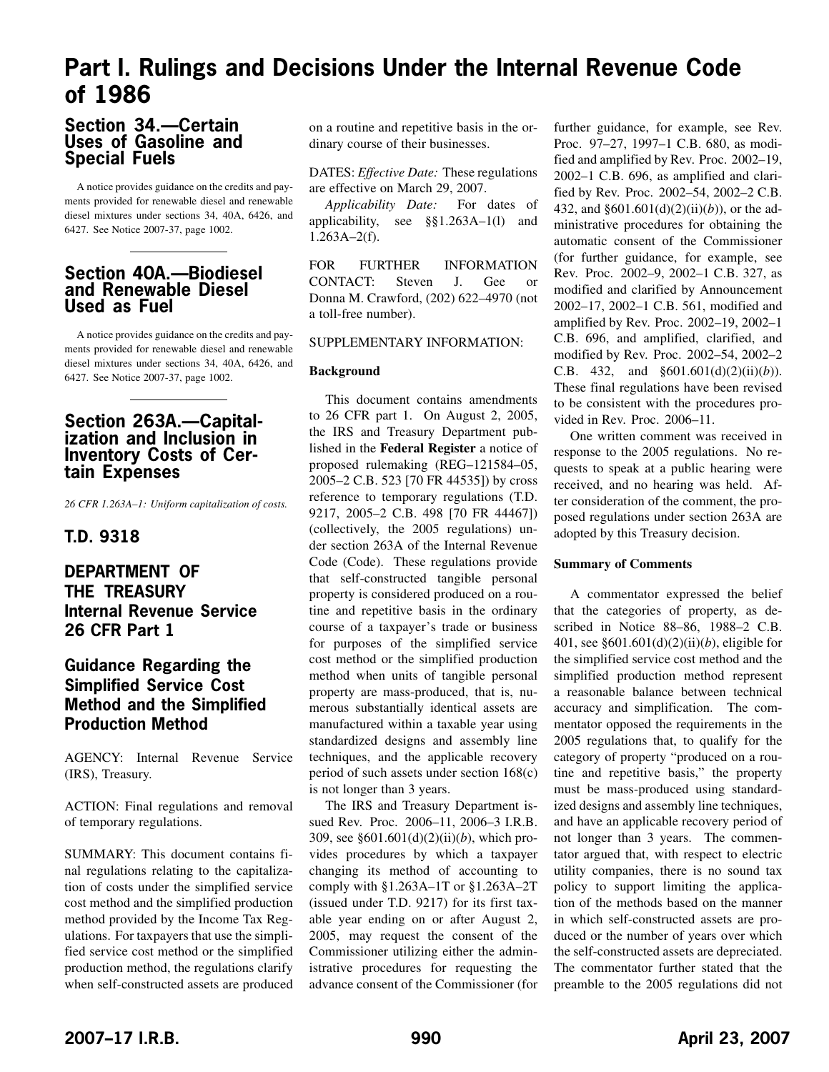# Part I. Rulings and Decisions Under the Internal Revenue Code of 1986

## Section 34.—Certain Uses of Gasoline and Special Fuels

A notice provides guidance on the credits and payments provided for renewable diesel and renewable diesel mixtures under sections 34, 40A, 6426, and 6427. See Notice 2007-37, page 1002.

## Section 40A.—Biodiesel and Renewable Diesel Used as Fuel

A notice provides guidance on the credits and payments provided for renewable diesel and renewable diesel mixtures under sections 34, 40A, 6426, and 6427. See Notice 2007-37, page 1002.

## Section 263A.—Capitalization and Inclusion in Inventory Costs of Certain Expenses

*26 CFR 1.263A–1: Uniform capitalization of costs.*

## T.D. 9318

## DEPARTMENT OF THE TREASURY Internal Revenue Service 26 CFR Part 1

## Guidance Regarding the Simplified Service Cost Method and the Simplified Production Method

AGENCY: Internal Revenue Service (IRS), Treasury.

ACTION: Final regulations and removal of temporary regulations.

SUMMARY: This document contains final regulations relating to the capitalization of costs under the simplified service cost method and the simplified production method provided by the Income Tax Regulations. For taxpayers that use the simplified service cost method or the simplified production method, the regulations clarify when self-constructed assets are produced on a routine and repetitive basis in the ordinary course of their businesses.

DATES: *Effective Date:* These regulations are effective on March 29, 2007.

*Applicability Date:* For dates of applicability, see §§1.263A–1(l) and 1.263A–2(f).

FOR FURTHER INFORMATION CONTACT: Steven J. Gee or Donna M. Crawford, (202) 622–4970 (not a toll-free number).

SUPPLEMENTARY INFORMATION:

**Background**

This document contains amendments to 26 CFR part 1. On August 2, 2005, the IRS and Treasury Department published in the **Federal Register** a notice of proposed rulemaking (REG–121584–05, 2005–2 C.B. 523 [70 FR 44535]) by cross reference to temporary regulations (T.D. 9217, 2005–2 C.B. 498 [70 FR 44467]) (collectively, the 2005 regulations) under section 263A of the Internal Revenue Code (Code). These regulations provide that self-constructed tangible personal property is considered produced on a routine and repetitive basis in the ordinary course of a taxpayer's trade or business for purposes of the simplified service cost method or the simplified production method when units of tangible personal property are mass-produced, that is, numerous substantially identical assets are manufactured within a taxable year using standardized designs and assembly line techniques, and the applicable recovery period of such assets under section 168(c) is not longer than 3 years.

The IRS and Treasury Department issued Rev. Proc. 2006–11, 2006–3 I.R.B. 309, see §601.601(d)(2)(ii)(*b*), which provides procedures by which a taxpayer changing its method of accounting to comply with §1.263A–1T or §1.263A–2T (issued under T.D. 9217) for its first taxable year ending on or after August 2, 2005, may request the consent of the Commissioner utilizing either the administrative procedures for requesting the advance consent of the Commissioner (for further guidance, for example, see Rev. Proc. 97–27, 1997–1 C.B. 680, as modified and amplified by Rev. Proc. 2002–19, 2002–1 C.B. 696, as amplified and clarified by Rev. Proc. 2002–54, 2002–2 C.B. 432, and §601.601(d)(2)(ii)(*b*)), or the administrative procedures for obtaining the automatic consent of the Commissioner (for further guidance, for example, see Rev. Proc. 2002–9, 2002–1 C.B. 327, as modified and clarified by Announcement 2002–17, 2002–1 C.B. 561, modified and amplified by Rev. Proc. 2002–19, 2002–1 C.B. 696, and amplified, clarified, and modified by Rev. Proc. 2002–54, 2002–2 C.B. 432, and §601.601(d)(2)(ii)(*b*)). These final regulations have been revised to be consistent with the procedures provided in Rev. Proc. 2006–11.

One written comment was received in response to the 2005 regulations. No requests to speak at a public hearing were received, and no hearing was held. After consideration of the comment, the proposed regulations under section 263A are adopted by this Treasury decision.

**Summary of Comments**

A commentator expressed the belief that the categories of property, as described in Notice 88–86, 1988–2 C.B. 401, see §601.601(d)(2)(ii)(*b*), eligible for the simplified service cost method and the simplified production method represent a reasonable balance between technical accuracy and simplification. The commentator opposed the requirements in the 2005 regulations that, to qualify for the category of property "produced on a routine and repetitive basis," the property must be mass-produced using standardized designs and assembly line techniques, and have an applicable recovery period of not longer than 3 years. The commentator argued that, with respect to electric utility companies, there is no sound tax policy to support limiting the application of the methods based on the manner in which self-constructed assets are produced or the number of years over which the self-constructed assets are depreciated. The commentator further stated that the preamble to the 2005 regulations did not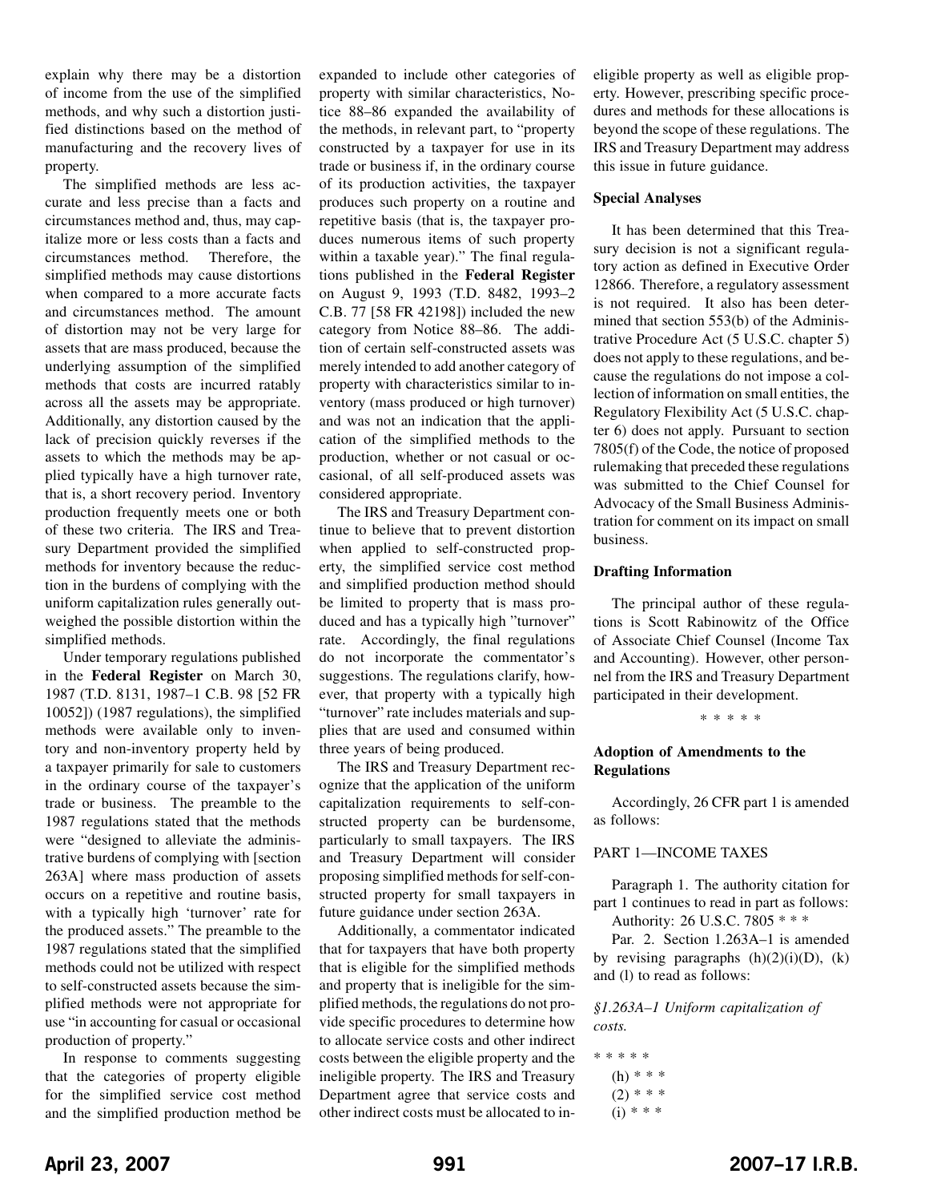explain why there may be a distortion of income from the use of the simplified methods, and why such a distortion justified distinctions based on the method of manufacturing and the recovery lives of property.

The simplified methods are less accurate and less precise than a facts and circumstances method and, thus, may capitalize more or less costs than a facts and circumstances method. Therefore, the simplified methods may cause distortions when compared to a more accurate facts and circumstances method. The amount of distortion may not be very large for assets that are mass produced, because the underlying assumption of the simplified methods that costs are incurred ratably across all the assets may be appropriate. Additionally, any distortion caused by the lack of precision quickly reverses if the assets to which the methods may be applied typically have a high turnover rate, that is, a short recovery period. Inventory production frequently meets one or both of these two criteria. The IRS and Treasury Department provided the simplified methods for inventory because the reduction in the burdens of complying with the uniform capitalization rules generally outweighed the possible distortion within the simplified methods.

Under temporary regulations published in the **Federal Register** on March 30, 1987 (T.D. 8131, 1987–1 C.B. 98 [52 FR 10052]) (1987 regulations), the simplified methods were available only to inventory and non-inventory property held by a taxpayer primarily for sale to customers in the ordinary course of the taxpayer's trade or business. The preamble to the 1987 regulations stated that the methods were "designed to alleviate the administrative burdens of complying with [section 263A] where mass production of assets occurs on a repetitive and routine basis, with a typically high 'turnover' rate for the produced assets." The preamble to the 1987 regulations stated that the simplified methods could not be utilized with respect to self-constructed assets because the simplified methods were not appropriate for use "in accounting for casual or occasional production of property."

In response to comments suggesting that the categories of property eligible for the simplified service cost method and the simplified production method be expanded to include other categories of property with similar characteristics, Notice 88–86 expanded the availability of the methods, in relevant part, to "property constructed by a taxpayer for use in its trade or business if, in the ordinary course of its production activities, the taxpayer produces such property on a routine and repetitive basis (that is, the taxpayer produces numerous items of such property within a taxable year)." The final regulations published in the **Federal Register** on August 9, 1993 (T.D. 8482, 1993–2 C.B. 77 [58 FR 42198]) included the new category from Notice 88–86. The addition of certain self-constructed assets was merely intended to add another category of property with characteristics similar to inventory (mass produced or high turnover) and was not an indication that the application of the simplified methods to the production, whether or not casual or occasional, of all self-produced assets was considered appropriate.

The IRS and Treasury Department continue to believe that to prevent distortion when applied to self-constructed property, the simplified service cost method and simplified production method should be limited to property that is mass produced and has a typically high "turnover" rate. Accordingly, the final regulations do not incorporate the commentator's suggestions. The regulations clarify, however, that property with a typically high "turnover" rate includes materials and supplies that are used and consumed within three years of being produced.

The IRS and Treasury Department recognize that the application of the uniform capitalization requirements to self-constructed property can be burdensome, particularly to small taxpayers. The IRS and Treasury Department will consider proposing simplified methods for self-constructed property for small taxpayers in future guidance under section 263A.

Additionally, a commentator indicated that for taxpayers that have both property that is eligible for the simplified methods and property that is ineligible for the simplified methods, the regulations do not provide specific procedures to determine how to allocate service costs and other indirect costs between the eligible property and the ineligible property. The IRS and Treasury Department agree that service costs and other indirect costs must be allocated to ineligible property as well as eligible property. However, prescribing specific procedures and methods for these allocations is beyond the scope of these regulations. The IRS and Treasury Department may address this issue in future guidance.

**Special Analyses**

It has been determined that this Treasury decision is not a significant regulatory action as defined in Executive Order 12866. Therefore, a regulatory assessment is not required. It also has been determined that section 553(b) of the Administrative Procedure Act (5 U.S.C. chapter 5) does not apply to these regulations, and because the regulations do not impose a collection of information on small entities, the Regulatory Flexibility Act (5 U.S.C. chapter 6) does not apply. Pursuant to section 7805(f) of the Code, the notice of proposed rulemaking that preceded these regulations was submitted to the Chief Counsel for Advocacy of the Small Business Administration for comment on its impact on small business.

**Drafting Information**

The principal author of these regulations is Scott Rabinowitz of the Office of Associate Chief Counsel (Income Tax and Accounting). However, other personnel from the IRS and Treasury Department participated in their development.

\* \* \* \* \*

**Adoption of Amendments to the Regulations**

Accordingly, 26 CFR part 1 is amended as follows:

PART 1—INCOME TAXES

Paragraph 1. The authority citation for part 1 continues to read in part as follows:

Authority: 26 U.S.C. 7805 \* \* \*

Par. 2. Section 1.263A–1 is amended by revising paragraphs (h)(2)(i)(D), (k) and (l) to read as follows:

*§1.263A–1 Uniform capitalization of costs.*

\* \* \* \* \*

(h) \* \* \*

(2) \* \* \*

(i) \* \* \*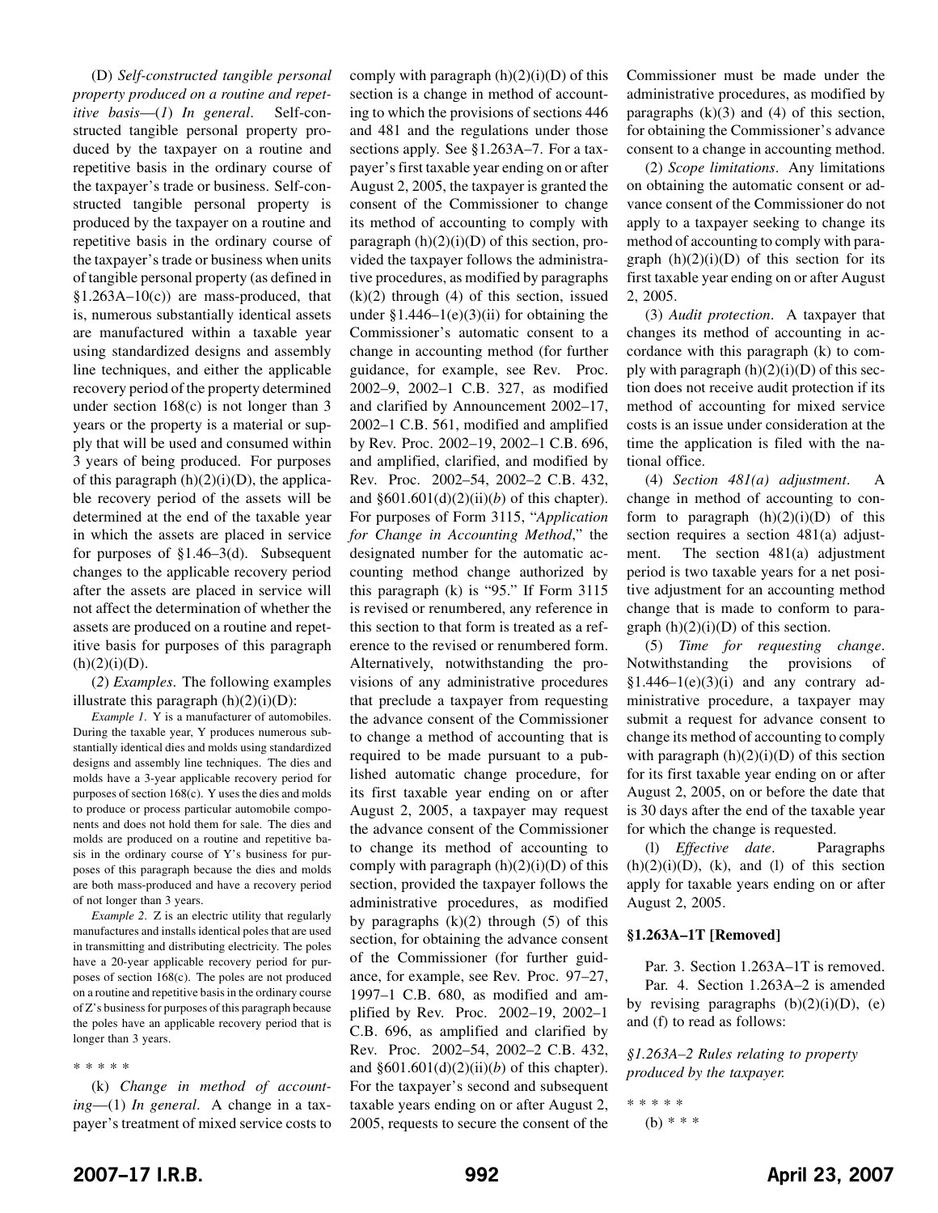(D) *Self-constructed tangible personal property produced on a routine and repetitive basis*—(*1*) *In general*. Self-constructed tangible personal property produced by the taxpayer on a routine and repetitive basis in the ordinary course of the taxpayer's trade or business. Self-constructed tangible personal property is produced by the taxpayer on a routine and repetitive basis in the ordinary course of the taxpayer's trade or business when units of tangible personal property (as defined in §1.263A–10(c)) are mass-produced, that is, numerous substantially identical assets are manufactured within a taxable year using standardized designs and assembly line techniques, and either the applicable recovery period of the property determined under section 168(c) is not longer than 3 years or the property is a material or supply that will be used and consumed within 3 years of being produced. For purposes of this paragraph (h)(2)(i)(D), the applicable recovery period of the assets will be determined at the end of the taxable year in which the assets are placed in service for purposes of §1.46–3(d). Subsequent changes to the applicable recovery period after the assets are placed in service will not affect the determination of whether the assets are produced on a routine and repetitive basis for purposes of this paragraph (h)(2)(i)(D).

(*2*) *Examples*. The following examples illustrate this paragraph (h)(2)(i)(D):

*Example 1*. Y is a manufacturer of automobiles. During the taxable year, Y produces numerous substantially identical dies and molds using standardized designs and assembly line techniques. The dies and molds have a 3-year applicable recovery period for purposes of section 168(c). Y uses the dies and molds to produce or process particular automobile components and does not hold them for sale. The dies and molds are produced on a routine and repetitive basis in the ordinary course of Y's business for purposes of this paragraph because the dies and molds are both mass-produced and have a recovery period of not longer than 3 years.

*Example 2*. Z is an electric utility that regularly manufactures and installs identical poles that are used in transmitting and distributing electricity. The poles have a 20-year applicable recovery period for purposes of section 168(c). The poles are not produced on a routine and repetitive basis in the ordinary course of Z's business for purposes of this paragraph because the poles have an applicable recovery period that is longer than 3 years.

* * * * *

(k) *Change in method of accounting*—(1) *In general*. A change in a taxpayer's treatment of mixed service costs to comply with paragraph (h)(2)(i)(D) of this section is a change in method of accounting to which the provisions of sections 446 and 481 and the regulations under those sections apply. See §1.263A–7. For a taxpayer's first taxable year ending on or after August 2, 2005, the taxpayer is granted the consent of the Commissioner to change its method of accounting to comply with paragraph (h)(2)(i)(D) of this section, provided the taxpayer follows the administrative procedures, as modified by paragraphs (k)(2) through (4) of this section, issued under §1.446–1(e)(3)(ii) for obtaining the Commissioner's automatic consent to a change in accounting method (for further guidance, for example, see Rev. Proc. 2002–9, 2002–1 C.B. 327, as modified and clarified by Announcement 2002–17, 2002–1 C.B. 561, modified and amplified by Rev. Proc. 2002–19, 2002–1 C.B. 696, and amplified, clarified, and modified by Rev. Proc. 2002–54, 2002–2 C.B. 432, and §601.601(d)(2)(ii)(*b*) of this chapter). For purposes of Form 3115, "*Application for Change in Accounting Method*," the designated number for the automatic accounting method change authorized by this paragraph (k) is "95." If Form 3115 is revised or renumbered, any reference in this section to that form is treated as a reference to the revised or renumbered form. Alternatively, notwithstanding the provisions of any administrative procedures that preclude a taxpayer from requesting the advance consent of the Commissioner to change a method of accounting that is required to be made pursuant to a published automatic change procedure, for its first taxable year ending on or after August 2, 2005, a taxpayer may request the advance consent of the Commissioner to change its method of accounting to comply with paragraph (h)(2)(i)(D) of this section, provided the taxpayer follows the administrative procedures, as modified by paragraphs (k)(2) through (5) of this section, for obtaining the advance consent of the Commissioner (for further guidance, for example, see Rev. Proc. 97–27, 1997–1 C.B. 680, as modified and amplified by Rev. Proc. 2002–19, 2002–1 C.B. 696, as amplified and clarified by Rev. Proc. 2002–54, 2002–2 C.B. 432, and §601.601(d)(2)(ii)(*b*) of this chapter). For the taxpayer's second and subsequent taxable years ending on or after August 2, 2005, requests to secure the consent of the Commissioner must be made under the administrative procedures, as modified by paragraphs (k)(3) and (4) of this section, for obtaining the Commissioner's advance consent to a change in accounting method.

(2) *Scope limitations*. Any limitations on obtaining the automatic consent or advance consent of the Commissioner do not apply to a taxpayer seeking to change its method of accounting to comply with paragraph (h)(2)(i)(D) of this section for its first taxable year ending on or after August 2, 2005.

(3) *Audit protection*. A taxpayer that changes its method of accounting in accordance with this paragraph (k) to comply with paragraph (h)(2)(i)(D) of this section does not receive audit protection if its method of accounting for mixed service costs is an issue under consideration at the time the application is filed with the national office.

(4) *Section 481(a) adjustment*. A change in method of accounting to conform to paragraph (h)(2)(i)(D) of this section requires a section 481(a) adjustment. The section 481(a) adjustment period is two taxable years for a net positive adjustment for an accounting method change that is made to conform to paragraph (h)(2)(i)(D) of this section.

(5) *Time for requesting change*. Notwithstanding the provisions of §1.446–1(e)(3)(i) and any contrary administrative procedure, a taxpayer may submit a request for advance consent to change its method of accounting to comply with paragraph (h)(2)(i)(D) of this section for its first taxable year ending on or after August 2, 2005, on or before the date that is 30 days after the end of the taxable year for which the change is requested.

(l) *Effective date*. Paragraphs (h)(2)(i)(D), (k), and (l) of this section apply for taxable years ending on or after August 2, 2005.

**§1.263A–1T [Removed]**

Par. 3. Section 1.263A–1T is removed.

Par. 4. Section 1.263A–2 is amended by revising paragraphs (b)(2)(i)(D), (e) and (f) to read as follows:

*§1.263A–2 Rules relating to property produced by the taxpayer.*

* * * * *

(b) * * *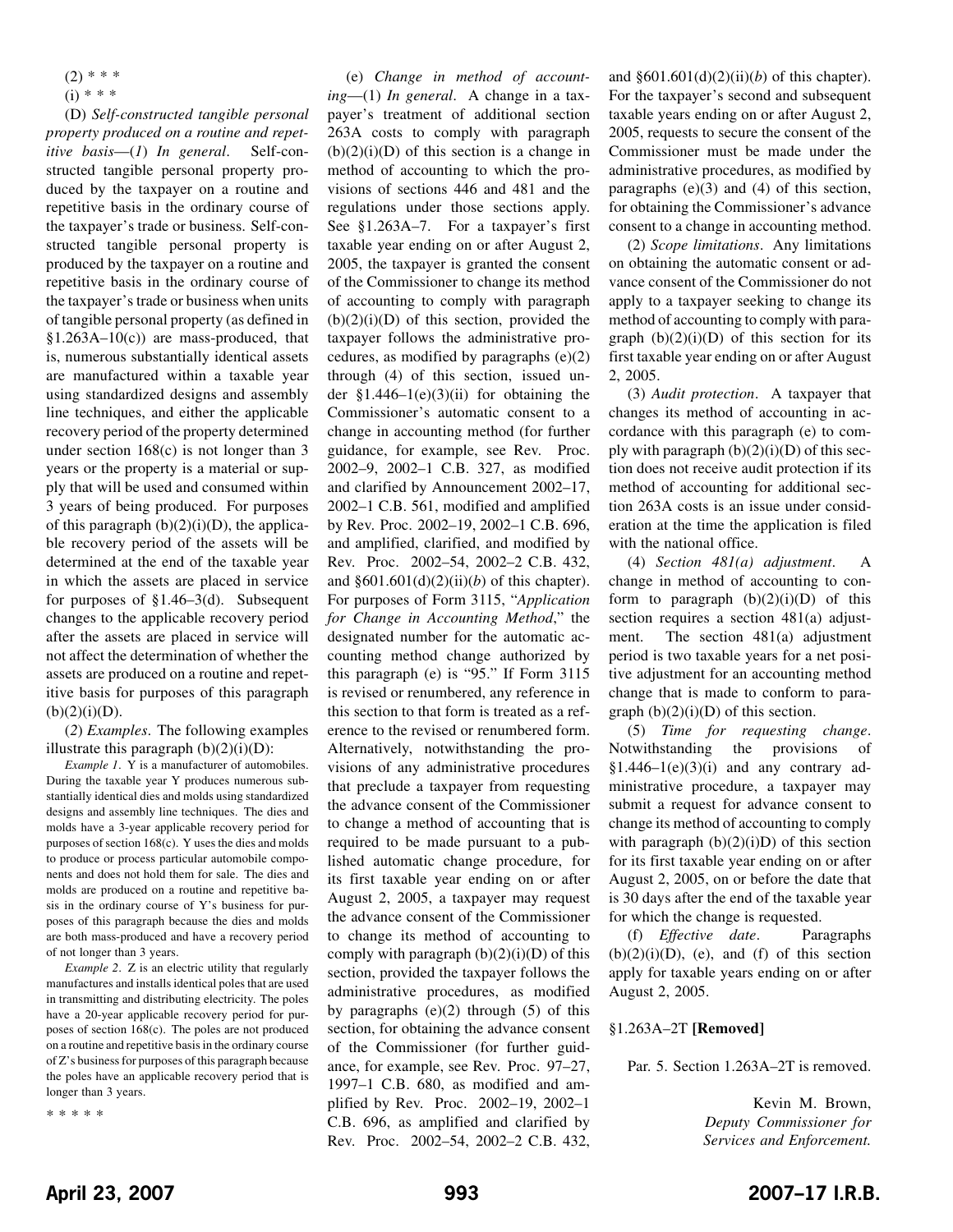(2) * * *

(i) * * *

(D) *Self-constructed tangible personal property produced on a routine and repetitive basis*—(*1*) *In general*. Self-constructed tangible personal property produced by the taxpayer on a routine and repetitive basis in the ordinary course of the taxpayer's trade or business. Self-constructed tangible personal property is produced by the taxpayer on a routine and repetitive basis in the ordinary course of the taxpayer's trade or business when units of tangible personal property (as defined in §1.263A–10(c)) are mass-produced, that is, numerous substantially identical assets are manufactured within a taxable year using standardized designs and assembly line techniques, and either the applicable recovery period of the property determined under section 168(c) is not longer than 3 years or the property is a material or supply that will be used and consumed within 3 years of being produced. For purposes of this paragraph (b)(2)(i)(D), the applicable recovery period of the assets will be determined at the end of the taxable year in which the assets are placed in service for purposes of §1.46–3(d). Subsequent changes to the applicable recovery period after the assets are placed in service will not affect the determination of whether the assets are produced on a routine and repetitive basis for purposes of this paragraph (b)(2)(i)(D).

(*2*) *Examples*. The following examples illustrate this paragraph (b)(2)(i)(D):

*Example 1*. Y is a manufacturer of automobiles. During the taxable year Y produces numerous substantially identical dies and molds using standardized designs and assembly line techniques. The dies and molds have a 3-year applicable recovery period for purposes of section 168(c). Y uses the dies and molds to produce or process particular automobile components and does not hold them for sale. The dies and molds are produced on a routine and repetitive basis in the ordinary course of Y's business for purposes of this paragraph because the dies and molds are both mass-produced and have a recovery period of not longer than 3 years.

*Example 2*. Z is an electric utility that regularly manufactures and installs identical poles that are used in transmitting and distributing electricity. The poles have a 20-year applicable recovery period for purposes of section 168(c). The poles are not produced on a routine and repetitive basis in the ordinary course of Z's business for purposes of this paragraph because the poles have an applicable recovery period that is longer than 3 years.

* * * * *

(e) *Change in method of accounting*—(1) *In general*. A change in a taxpayer's treatment of additional section 263A costs to comply with paragraph (b)(2)(i)(D) of this section is a change in method of accounting to which the provisions of sections 446 and 481 and the regulations under those sections apply. See §1.263A–7. For a taxpayer's first taxable year ending on or after August 2, 2005, the taxpayer is granted the consent of the Commissioner to change its method of accounting to comply with paragraph (b)(2)(i)(D) of this section, provided the taxpayer follows the administrative procedures, as modified by paragraphs (e)(2) through (4) of this section, issued under §1.446–1(e)(3)(ii) for obtaining the Commissioner's automatic consent to a change in accounting method (for further guidance, for example, see Rev. Proc. 2002–9, 2002–1 C.B. 327, as modified and clarified by Announcement 2002–17, 2002–1 C.B. 561, modified and amplified by Rev. Proc. 2002–19, 2002–1 C.B. 696, and amplified, clarified, and modified by Rev. Proc. 2002–54, 2002–2 C.B. 432, and §601.601(d)(2)(ii)(*b*) of this chapter). For purposes of Form 3115, "*Application for Change in Accounting Method*," the designated number for the automatic accounting method change authorized by this paragraph (e) is "95." If Form 3115 is revised or renumbered, any reference in this section to that form is treated as a reference to the revised or renumbered form. Alternatively, notwithstanding the provisions of any administrative procedures that preclude a taxpayer from requesting the advance consent of the Commissioner to change a method of accounting that is required to be made pursuant to a published automatic change procedure, for its first taxable year ending on or after August 2, 2005, a taxpayer may request the advance consent of the Commissioner to change its method of accounting to comply with paragraph (b)(2)(i)(D) of this section, provided the taxpayer follows the administrative procedures, as modified by paragraphs (e)(2) through (5) of this section, for obtaining the advance consent of the Commissioner (for further guidance, for example, see Rev. Proc. 97–27, 1997–1 C.B. 680, as modified and amplified by Rev. Proc. 2002–19, 2002–1 C.B. 696, as amplified and clarified by Rev. Proc. 2002–54, 2002–2 C.B. 432, and §601.601(d)(2)(ii)(*b*) of this chapter). For the taxpayer's second and subsequent taxable years ending on or after August 2, 2005, requests to secure the consent of the Commissioner must be made under the administrative procedures, as modified by paragraphs (e)(3) and (4) of this section, for obtaining the Commissioner's advance consent to a change in accounting method.

(2) *Scope limitations*. Any limitations on obtaining the automatic consent or advance consent of the Commissioner do not apply to a taxpayer seeking to change its method of accounting to comply with paragraph (b)(2)(i)(D) of this section for its first taxable year ending on or after August 2, 2005.

(3) *Audit protection*. A taxpayer that changes its method of accounting in accordance with this paragraph (e) to comply with paragraph (b)(2)(i)(D) of this section does not receive audit protection if its method of accounting for additional section 263A costs is an issue under consideration at the time the application is filed with the national office.

(4) *Section 481(a) adjustment*. A change in method of accounting to conform to paragraph (b)(2)(i)(D) of this section requires a section 481(a) adjustment. The section 481(a) adjustment period is two taxable years for a net positive adjustment for an accounting method change that is made to conform to paragraph (b)(2)(i)(D) of this section.

(5) *Time for requesting change*. Notwithstanding the provisions of §1.446–1(e)(3)(i) and any contrary administrative procedure, a taxpayer may submit a request for advance consent to change its method of accounting to comply with paragraph (b)(2)(i)D) of this section for its first taxable year ending on or after August 2, 2005, on or before the date that is 30 days after the end of the taxable year for which the change is requested.

(f) *Effective date*. Paragraphs (b)(2)(i)(D), (e), and (f) of this section apply for taxable years ending on or after August 2, 2005.

§1.263A–2T **[Removed]**

Par. 5. Section 1.263A–2T is removed.

Kevin M. Brown,
*Deputy Commissioner for Services and Enforcement.*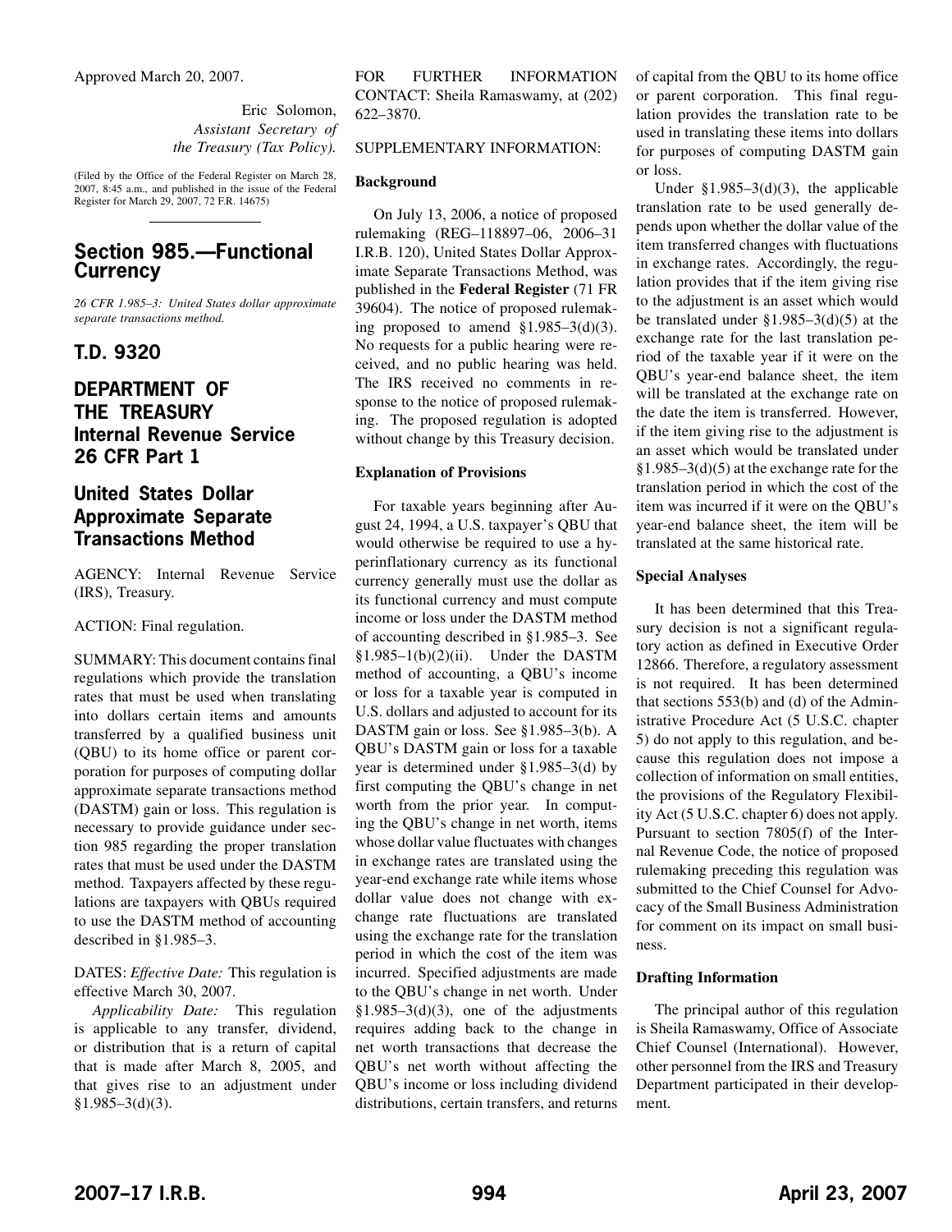Approved March 20, 2007.

Eric Solomon,
*Assistant Secretary of the Treasury (Tax Policy).*

(Filed by the Office of the Federal Register on March 28, 2007, 8:45 a.m., and published in the issue of the Federal Register for March 29, 2007, 72 F.R. 14675)

# Section 985.—Functional Currency

*26 CFR 1.985–3: United States dollar approximate separate transactions method.*

## T.D. 9320

## DEPARTMENT OF THE TREASURY Internal Revenue Service 26 CFR Part 1

## United States Dollar Approximate Separate Transactions Method

AGENCY: Internal Revenue Service (IRS), Treasury.

ACTION: Final regulation.

SUMMARY: This document contains final regulations which provide the translation rates that must be used when translating into dollars certain items and amounts transferred by a qualified business unit (QBU) to its home office or parent corporation for purposes of computing dollar approximate separate transactions method (DASTM) gain or loss. This regulation is necessary to provide guidance under section 985 regarding the proper translation rates that must be used under the DASTM method. Taxpayers affected by these regulations are taxpayers with QBUs required to use the DASTM method of accounting described in §1.985–3.

DATES: *Effective Date:* This regulation is effective March 30, 2007.

*Applicability Date:* This regulation is applicable to any transfer, dividend, or distribution that is a return of capital that is made after March 8, 2005, and that gives rise to an adjustment under §1.985–3(d)(3).

FOR FURTHER INFORMATION CONTACT: Sheila Ramaswamy, at (202) 622–3870.

SUPPLEMENTARY INFORMATION:

**Background**

On July 13, 2006, a notice of proposed rulemaking (REG–118897–06, 2006–31 I.R.B. 120), United States Dollar Approximate Separate Transactions Method, was published in the **Federal Register** (71 FR 39604). The notice of proposed rulemaking proposed to amend §1.985–3(d)(3). No requests for a public hearing were received, and no public hearing was held. The IRS received no comments in response to the notice of proposed rulemaking. The proposed regulation is adopted without change by this Treasury decision.

**Explanation of Provisions**

For taxable years beginning after August 24, 1994, a U.S. taxpayer's QBU that would otherwise be required to use a hyperinflationary currency as its functional currency generally must use the dollar as its functional currency and must compute income or loss under the DASTM method of accounting described in §1.985–3. See §1.985–1(b)(2)(ii). Under the DASTM method of accounting, a QBU's income or loss for a taxable year is computed in U.S. dollars and adjusted to account for its DASTM gain or loss. See §1.985–3(b). A QBU's DASTM gain or loss for a taxable year is determined under §1.985–3(d) by first computing the QBU's change in net worth from the prior year. In computing the QBU's change in net worth, items whose dollar value fluctuates with changes in exchange rates are translated using the year-end exchange rate while items whose dollar value does not change with exchange rate fluctuations are translated using the exchange rate for the translation period in which the cost of the item was incurred. Specified adjustments are made to the QBU's change in net worth. Under §1.985–3(d)(3), one of the adjustments requires adding back to the change in net worth transactions that decrease the QBU's net worth without affecting the QBU's income or loss including dividend distributions, certain transfers, and returns of capital from the QBU to its home office or parent corporation. This final regulation provides the translation rate to be used in translating these items into dollars for purposes of computing DASTM gain or loss.

Under §1.985–3(d)(3), the applicable translation rate to be used generally depends upon whether the dollar value of the item transferred changes with fluctuations in exchange rates. Accordingly, the regulation provides that if the item giving rise to the adjustment is an asset which would be translated under §1.985–3(d)(5) at the exchange rate for the last translation period of the taxable year if it were on the QBU's year-end balance sheet, the item will be translated at the exchange rate on the date the item is transferred. However, if the item giving rise to the adjustment is an asset which would be translated under §1.985–3(d)(5) at the exchange rate for the translation period in which the cost of the item was incurred if it were on the QBU's year-end balance sheet, the item will be translated at the same historical rate.

**Special Analyses**

It has been determined that this Treasury decision is not a significant regulatory action as defined in Executive Order 12866. Therefore, a regulatory assessment is not required. It has been determined that sections 553(b) and (d) of the Administrative Procedure Act (5 U.S.C. chapter 5) do not apply to this regulation, and because this regulation does not impose a collection of information on small entities, the provisions of the Regulatory Flexibility Act (5 U.S.C. chapter 6) does not apply. Pursuant to section 7805(f) of the Internal Revenue Code, the notice of proposed rulemaking preceding this regulation was submitted to the Chief Counsel for Advocacy of the Small Business Administration for comment on its impact on small business.

**Drafting Information**

The principal author of this regulation is Sheila Ramaswamy, Office of Associate Chief Counsel (International). However, other personnel from the IRS and Treasury Department participated in their development.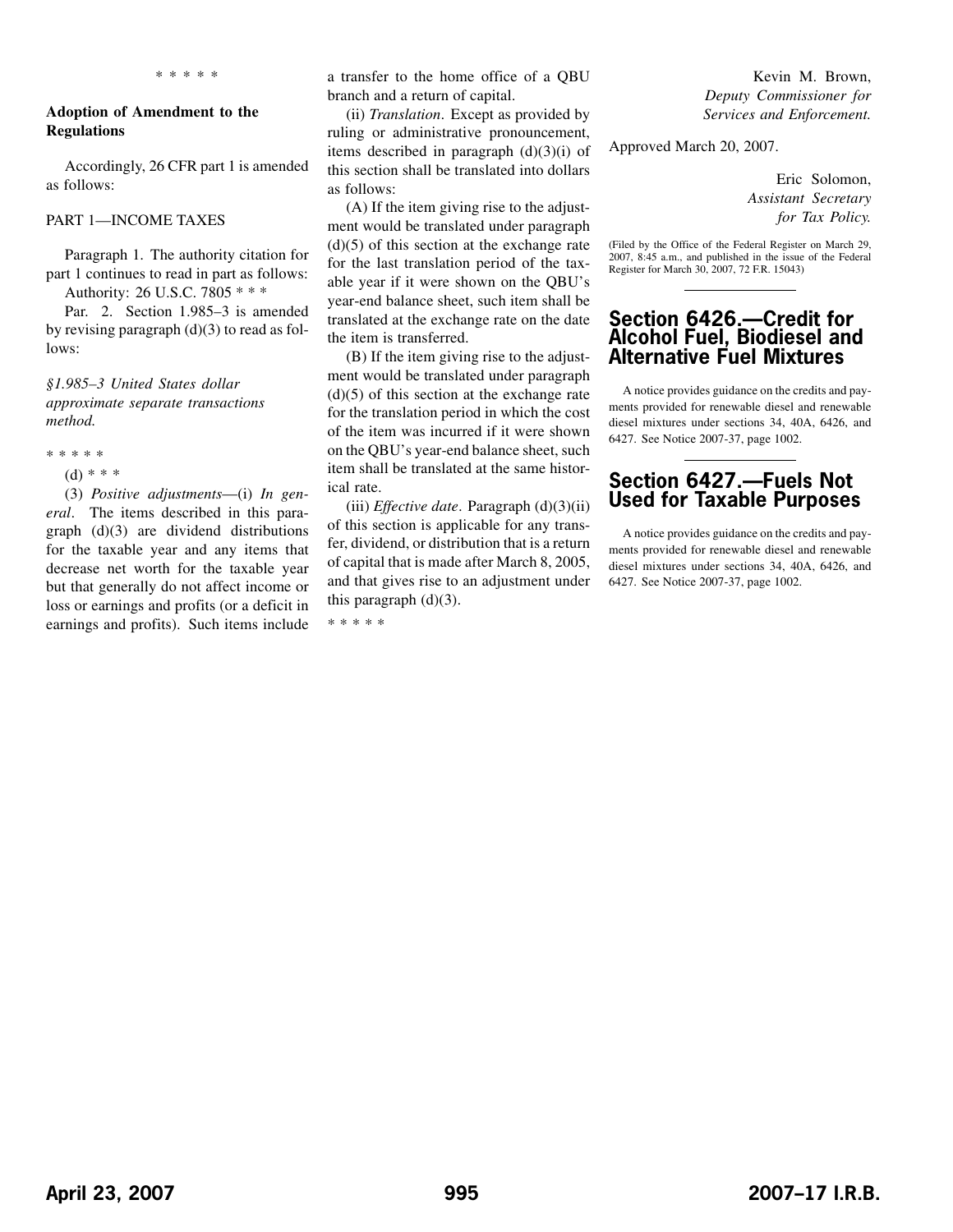\* \* \* \* \*

**Adoption of Amendment to the Regulations**

Accordingly, 26 CFR part 1 is amended as follows:

PART 1—INCOME TAXES

Paragraph 1. The authority citation for part 1 continues to read in part as follows:

Authority: 26 U.S.C. 7805 \* \* \*

Par. 2. Section 1.985–3 is amended by revising paragraph (d)(3) to read as follows:

*§1.985–3 United States dollar approximate separate transactions method.*

\* \* \* \* \*

(d) \* \* \*

(3) *Positive adjustments*—(i) *In general*. The items described in this paragraph (d)(3) are dividend distributions for the taxable year and any items that decrease net worth for the taxable year but that generally do not affect income or loss or earnings and profits (or a deficit in earnings and profits). Such items include a transfer to the home office of a QBU branch and a return of capital.

(ii) *Translation*. Except as provided by ruling or administrative pronouncement, items described in paragraph (d)(3)(i) of this section shall be translated into dollars as follows:

(A) If the item giving rise to the adjustment would be translated under paragraph (d)(5) of this section at the exchange rate for the last translation period of the taxable year if it were shown on the QBU's year-end balance sheet, such item shall be translated at the exchange rate on the date the item is transferred.

(B) If the item giving rise to the adjustment would be translated under paragraph (d)(5) of this section at the exchange rate for the translation period in which the cost of the item was incurred if it were shown on the QBU's year-end balance sheet, such item shall be translated at the same historical rate.

(iii) *Effective date*. Paragraph (d)(3)(ii) of this section is applicable for any transfer, dividend, or distribution that is a return of capital that is made after March 8, 2005, and that gives rise to an adjustment under this paragraph (d)(3).

\* \* \* \* \*

Kevin M. Brown,
*Deputy Commissioner for Services and Enforcement.*

Approved March 20, 2007.

Eric Solomon,
*Assistant Secretary for Tax Policy.*

(Filed by the Office of the Federal Register on March 29, 2007, 8:45 a.m., and published in the issue of the Federal Register for March 30, 2007, 72 F.R. 15043)

## Section 6426.—Credit for Alcohol Fuel, Biodiesel and Alternative Fuel Mixtures

A notice provides guidance on the credits and payments provided for renewable diesel and renewable diesel mixtures under sections 34, 40A, 6426, and 6427. See Notice 2007-37, page 1002.

## Section 6427.—Fuels Not Used for Taxable Purposes

A notice provides guidance on the credits and payments provided for renewable diesel and renewable diesel mixtures under sections 34, 40A, 6426, and 6427. See Notice 2007-37, page 1002.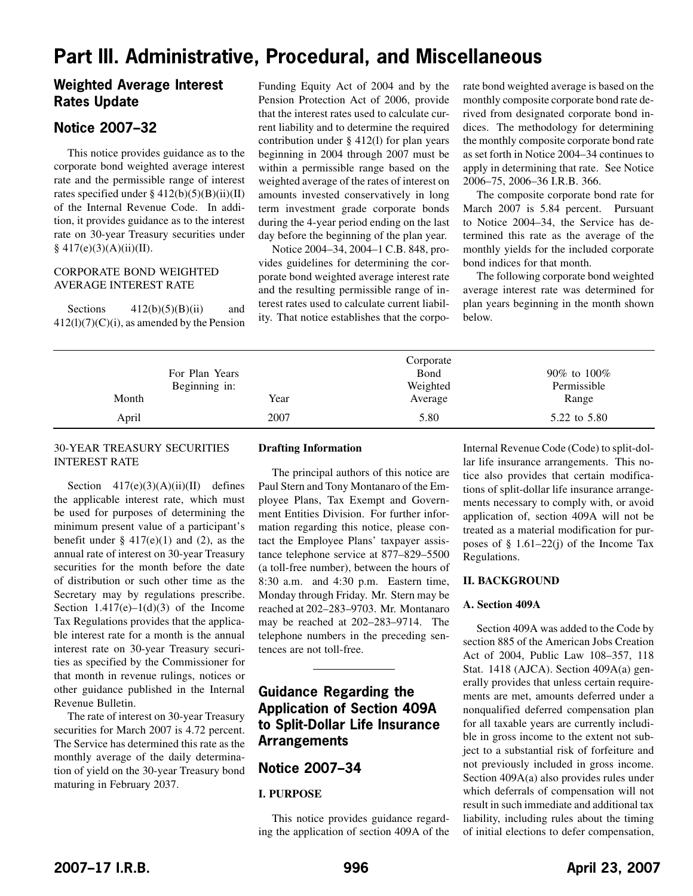# Part III. Administrative, Procedural, and Miscellaneous

## Weighted Average Interest Rates Update

## Notice 2007–32

This notice provides guidance as to the corporate bond weighted average interest rate and the permissible range of interest rates specified under § 412(b)(5)(B)(ii)(II) of the Internal Revenue Code. In addition, it provides guidance as to the interest rate on 30-year Treasury securities under § 417(e)(3)(A)(ii)(II).

CORPORATE BOND WEIGHTED AVERAGE INTEREST RATE

Sections 412(b)(5)(B)(ii) and 412(l)(7)(C)(i), as amended by the Pension Funding Equity Act of 2004 and by the Pension Protection Act of 2006, provide that the interest rates used to calculate current liability and to determine the required contribution under § 412(l) for plan years beginning in 2004 through 2007 must be within a permissible range based on the weighted average of the rates of interest on amounts invested conservatively in long term investment grade corporate bonds during the 4-year period ending on the last day before the beginning of the plan year.

Notice 2004–34, 2004–1 C.B. 848, provides guidelines for determining the corporate bond weighted average interest rate and the resulting permissible range of interest rates used to calculate current liability. That notice establishes that the corporate bond weighted average is based on the monthly composite corporate bond rate derived from designated corporate bond indices. The methodology for determining the monthly composite corporate bond rate as set forth in Notice 2004–34 continues to apply in determining that rate. See Notice 2006–75, 2006–36 I.R.B. 366.

The composite corporate bond rate for March 2007 is 5.84 percent. Pursuant to Notice 2004–34, the Service has determined this rate as the average of the monthly yields for the included corporate bond indices for that month.

The following corporate bond weighted average interest rate was determined for plan years beginning in the month shown below.

| For Plan Years Beginning in: Month | Year | Corporate Bond Weighted Average | 90% to 100% Permissible Range |
|---|---|---|---|
| April | 2007 | 5.80 | 5.22 to 5.80 |

30-YEAR TREASURY SECURITIES INTEREST RATE

Section 417(e)(3)(A)(ii)(II) defines the applicable interest rate, which must be used for purposes of determining the minimum present value of a participant's benefit under § 417(e)(1) and (2), as the annual rate of interest on 30-year Treasury securities for the month before the date of distribution or such other time as the Secretary may by regulations prescribe. Section 1.417(e)–1(d)(3) of the Income Tax Regulations provides that the applicable interest rate for a month is the annual interest rate on 30-year Treasury securities as specified by the Commissioner for that month in revenue rulings, notices or other guidance published in the Internal Revenue Bulletin.

The rate of interest on 30-year Treasury securities for March 2007 is 4.72 percent. The Service has determined this rate as the monthly average of the daily determination of yield on the 30-year Treasury bond maturing in February 2037.

**Drafting Information**

The principal authors of this notice are Paul Stern and Tony Montanaro of the Employee Plans, Tax Exempt and Government Entities Division. For further information regarding this notice, please contact the Employee Plans' taxpayer assistance telephone service at 877–829–5500 (a toll-free number), between the hours of 8:30 a.m. and 4:30 p.m. Eastern time, Monday through Friday. Mr. Stern may be reached at 202–283–9703. Mr. Montanaro may be reached at 202–283–9714. The telephone numbers in the preceding sentences are not toll-free.

## Guidance Regarding the Application of Section 409A to Split-Dollar Life Insurance Arrangements

## Notice 2007–34

**I. PURPOSE**

This notice provides guidance regarding the application of section 409A of the Internal Revenue Code (Code) to split-dollar life insurance arrangements. This notice also provides that certain modifications of split-dollar life insurance arrangements necessary to comply with, or avoid application of, section 409A will not be treated as a material modification for purposes of § 1.61–22(j) of the Income Tax Regulations.

**II. BACKGROUND**

**A. Section 409A**

Section 409A was added to the Code by section 885 of the American Jobs Creation Act of 2004, Public Law 108–357, 118 Stat. 1418 (AJCA). Section 409A(a) generally provides that unless certain requirements are met, amounts deferred under a nonqualified deferred compensation plan for all taxable years are currently includible in gross income to the extent not subject to a substantial risk of forfeiture and not previously included in gross income. Section 409A(a) also provides rules under which deferrals of compensation will not result in such immediate and additional tax liability, including rules about the timing of initial elections to defer compensation,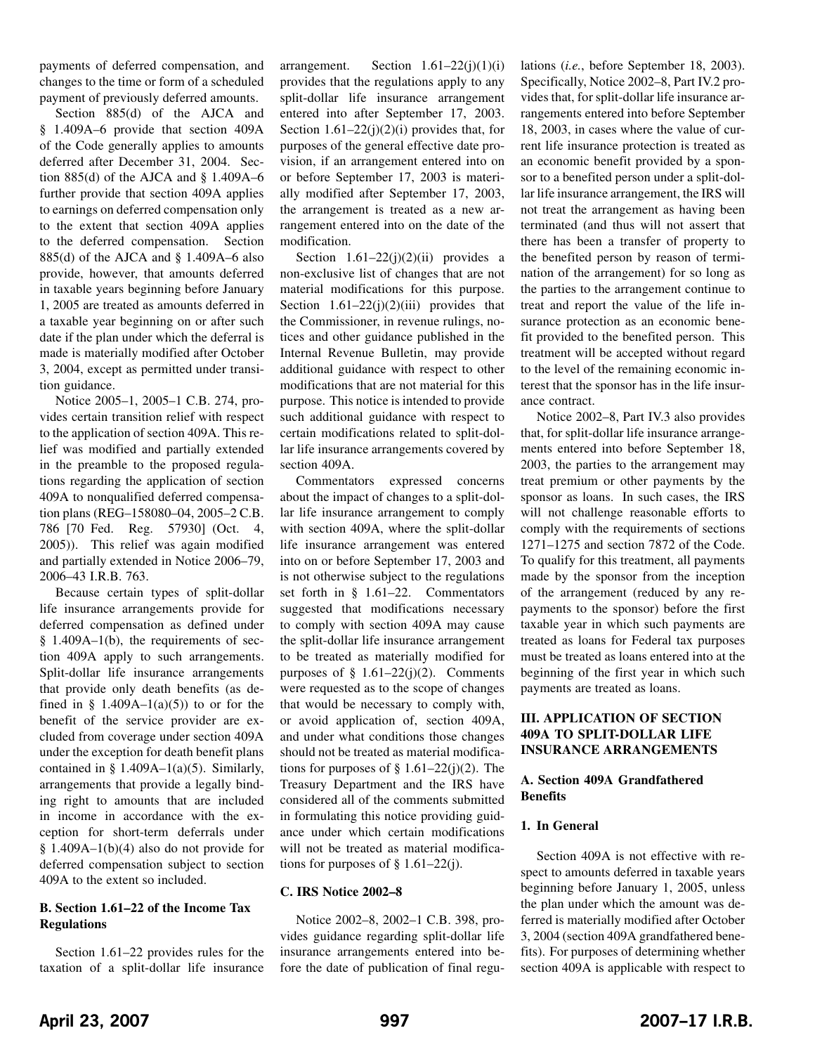payments of deferred compensation, and changes to the time or form of a scheduled payment of previously deferred amounts.

Section 885(d) of the AJCA and § 1.409A–6 provide that section 409A of the Code generally applies to amounts deferred after December 31, 2004. Section 885(d) of the AJCA and § 1.409A–6 further provide that section 409A applies to earnings on deferred compensation only to the extent that section 409A applies to the deferred compensation. Section 885(d) of the AJCA and § 1.409A–6 also provide, however, that amounts deferred in taxable years beginning before January 1, 2005 are treated as amounts deferred in a taxable year beginning on or after such date if the plan under which the deferral is made is materially modified after October 3, 2004, except as permitted under transition guidance.

Notice 2005–1, 2005–1 C.B. 274, provides certain transition relief with respect to the application of section 409A. This relief was modified and partially extended in the preamble to the proposed regulations regarding the application of section 409A to nonqualified deferred compensation plans (REG–158080–04, 2005–2 C.B. 786 [70 Fed. Reg. 57930] (Oct. 4, 2005)). This relief was again modified and partially extended in Notice 2006–79, 2006–43 I.R.B. 763.

Because certain types of split-dollar life insurance arrangements provide for deferred compensation as defined under § 1.409A–1(b), the requirements of section 409A apply to such arrangements. Split-dollar life insurance arrangements that provide only death benefits (as defined in § 1.409A–1(a)(5)) to or for the benefit of the service provider are excluded from coverage under section 409A under the exception for death benefit plans contained in § 1.409A–1(a)(5). Similarly, arrangements that provide a legally binding right to amounts that are included in income in accordance with the exception for short-term deferrals under § 1.409A–1(b)(4) also do not provide for deferred compensation subject to section 409A to the extent so included.

### B. Section 1.61–22 of the Income Tax Regulations

Section 1.61–22 provides rules for the taxation of a split-dollar life insurance arrangement. Section 1.61–22(j)(1)(i) provides that the regulations apply to any split-dollar life insurance arrangement entered into after September 17, 2003. Section 1.61–22(j)(2)(i) provides that, for purposes of the general effective date provision, if an arrangement entered into on or before September 17, 2003 is materially modified after September 17, 2003, the arrangement is treated as a new arrangement entered into on the date of the modification.

Section 1.61–22(j)(2)(ii) provides a non-exclusive list of changes that are not material modifications for this purpose. Section 1.61–22(j)(2)(iii) provides that the Commissioner, in revenue rulings, notices and other guidance published in the Internal Revenue Bulletin, may provide additional guidance with respect to other modifications that are not material for this purpose. This notice is intended to provide such additional guidance with respect to certain modifications related to split-dollar life insurance arrangements covered by section 409A.

Commentators expressed concerns about the impact of changes to a split-dollar life insurance arrangement to comply with section 409A, where the split-dollar life insurance arrangement was entered into on or before September 17, 2003 and is not otherwise subject to the regulations set forth in § 1.61–22. Commentators suggested that modifications necessary to comply with section 409A may cause the split-dollar life insurance arrangement to be treated as materially modified for purposes of § 1.61–22(j)(2). Comments were requested as to the scope of changes that would be necessary to comply with, or avoid application of, section 409A, and under what conditions those changes should not be treated as material modifications for purposes of § 1.61–22(j)(2). The Treasury Department and the IRS have considered all of the comments submitted in formulating this notice providing guidance under which certain modifications will not be treated as material modifications for purposes of § 1.61–22(j).

### C. IRS Notice 2002–8

Notice 2002–8, 2002–1 C.B. 398, provides guidance regarding split-dollar life insurance arrangements entered into before the date of publication of final regulations (*i.e.*, before September 18, 2003). Specifically, Notice 2002–8, Part IV.2 provides that, for split-dollar life insurance arrangements entered into before September 18, 2003, in cases where the value of current life insurance protection is treated as an economic benefit provided by a sponsor to a benefited person under a split-dollar life insurance arrangement, the IRS will not treat the arrangement as having been terminated (and thus will not assert that there has been a transfer of property to the benefited person by reason of termination of the arrangement) for so long as the parties to the arrangement continue to treat and report the value of the life insurance protection as an economic benefit provided to the benefited person. This treatment will be accepted without regard to the level of the remaining economic interest that the sponsor has in the life insurance contract.

Notice 2002–8, Part IV.3 also provides that, for split-dollar life insurance arrangements entered into before September 18, 2003, the parties to the arrangement may treat premium or other payments by the sponsor as loans. In such cases, the IRS will not challenge reasonable efforts to comply with the requirements of sections 1271–1275 and section 7872 of the Code. To qualify for this treatment, all payments made by the sponsor from the inception of the arrangement (reduced by any repayments to the sponsor) before the first taxable year in which such payments are treated as loans for Federal tax purposes must be treated as loans entered into at the beginning of the first year in which such payments are treated as loans.

## III. APPLICATION OF SECTION 409A TO SPLIT-DOLLAR LIFE INSURANCE ARRANGEMENTS

### A. Section 409A Grandfathered Benefits

#### 1. In General

Section 409A is not effective with respect to amounts deferred in taxable years beginning before January 1, 2005, unless the plan under which the amount was deferred is materially modified after October 3, 2004 (section 409A grandfathered benefits). For purposes of determining whether section 409A is applicable with respect to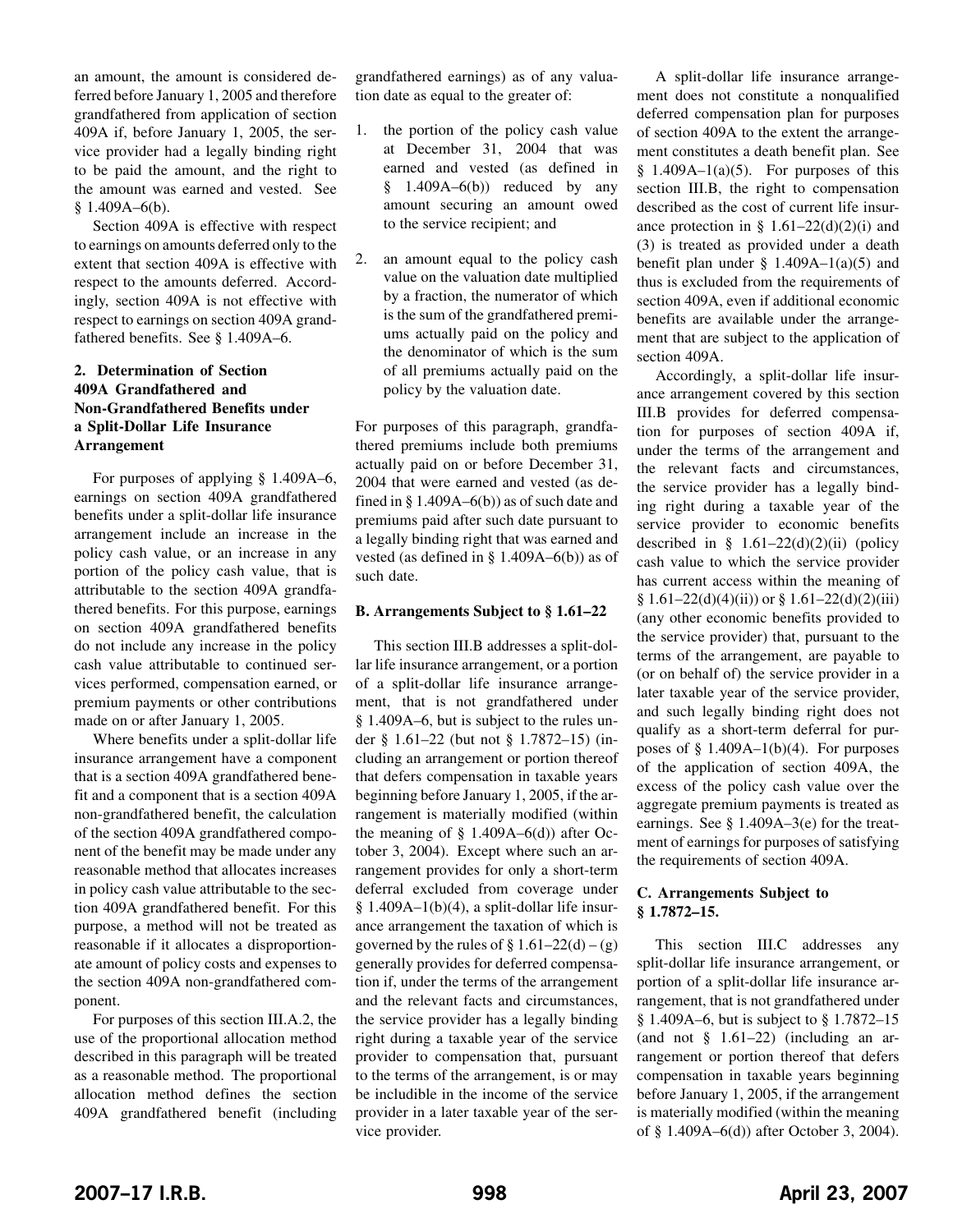an amount, the amount is considered deferred before January 1, 2005 and therefore grandfathered from application of section 409A if, before January 1, 2005, the service provider had a legally binding right to be paid the amount, and the right to the amount was earned and vested. See § 1.409A–6(b).

Section 409A is effective with respect to earnings on amounts deferred only to the extent that section 409A is effective with respect to the amounts deferred. Accordingly, section 409A is not effective with respect to earnings on section 409A grandfathered benefits. See § 1.409A–6.

#### 2. Determination of Section 409A Grandfathered and Non-Grandfathered Benefits under a Split-Dollar Life Insurance Arrangement

For purposes of applying § 1.409A–6, earnings on section 409A grandfathered benefits under a split-dollar life insurance arrangement include an increase in the policy cash value, or an increase in any portion of the policy cash value, that is attributable to the section 409A grandfathered benefits. For this purpose, earnings on section 409A grandfathered benefits do not include any increase in the policy cash value attributable to continued services performed, compensation earned, or premium payments or other contributions made on or after January 1, 2005.

Where benefits under a split-dollar life insurance arrangement have a component that is a section 409A grandfathered benefit and a component that is a section 409A non-grandfathered benefit, the calculation of the section 409A grandfathered component of the benefit may be made under any reasonable method that allocates increases in policy cash value attributable to the section 409A grandfathered benefit. For this purpose, a method will not be treated as reasonable if it allocates a disproportionate amount of policy costs and expenses to the section 409A non-grandfathered component.

For purposes of this section III.A.2, the use of the proportional allocation method described in this paragraph will be treated as a reasonable method. The proportional allocation method defines the section 409A grandfathered benefit (including grandfathered earnings) as of any valuation date as equal to the greater of:

1. the portion of the policy cash value at December 31, 2004 that was earned and vested (as defined in § 1.409A–6(b)) reduced by any amount securing an amount owed to the service recipient; and

2. an amount equal to the policy cash value on the valuation date multiplied by a fraction, the numerator of which is the sum of the grandfathered premiums actually paid on the policy and the denominator of which is the sum of all premiums actually paid on the policy by the valuation date.

For purposes of this paragraph, grandfathered premiums include both premiums actually paid on or before December 31, 2004 that were earned and vested (as defined in § 1.409A–6(b)) as of such date and premiums paid after such date pursuant to a legally binding right that was earned and vested (as defined in § 1.409A–6(b)) as of such date.

### B. Arrangements Subject to § 1.61–22

This section III.B addresses a split-dollar life insurance arrangement, or a portion of a split-dollar life insurance arrangement, that is not grandfathered under § 1.409A–6, but is subject to the rules under § 1.61–22 (but not § 1.7872–15) (including an arrangement or portion thereof that defers compensation in taxable years beginning before January 1, 2005, if the arrangement is materially modified (within the meaning of § 1.409A–6(d)) after October 3, 2004). Except where such an arrangement provides for only a short-term deferral excluded from coverage under § 1.409A–1(b)(4), a split-dollar life insurance arrangement the taxation of which is governed by the rules of § 1.61–22(d) – (g) generally provides for deferred compensation if, under the terms of the arrangement and the relevant facts and circumstances, the service provider has a legally binding right during a taxable year of the service provider to compensation that, pursuant to the terms of the arrangement, is or may be includible in the income of the service provider in a later taxable year of the service provider.

A split-dollar life insurance arrangement does not constitute a nonqualified deferred compensation plan for purposes of section 409A to the extent the arrangement constitutes a death benefit plan. See § 1.409A–1(a)(5). For purposes of this section III.B, the right to compensation described as the cost of current life insurance protection in § 1.61–22(d)(2)(i) and (3) is treated as provided under a death benefit plan under § 1.409A–1(a)(5) and thus is excluded from the requirements of section 409A, even if additional economic benefits are available under the arrangement that are subject to the application of section 409A.

Accordingly, a split-dollar life insurance arrangement covered by this section III.B provides for deferred compensation for purposes of section 409A if, under the terms of the arrangement and the relevant facts and circumstances, the service provider has a legally binding right during a taxable year of the service provider to economic benefits described in § 1.61–22(d)(2)(ii) (policy cash value to which the service provider has current access within the meaning of § 1.61–22(d)(4)(ii)) or § 1.61–22(d)(2)(iii) (any other economic benefits provided to the service provider) that, pursuant to the terms of the arrangement, are payable to (or on behalf of) the service provider in a later taxable year of the service provider, and such legally binding right does not qualify as a short-term deferral for purposes of § 1.409A–1(b)(4). For purposes of the application of section 409A, the excess of the policy cash value over the aggregate premium payments is treated as earnings. See § 1.409A–3(e) for the treatment of earnings for purposes of satisfying the requirements of section 409A.

### C. Arrangements Subject to § 1.7872–15.

This section III.C addresses any split-dollar life insurance arrangement, or portion of a split-dollar life insurance arrangement, that is not grandfathered under § 1.409A–6, but is subject to § 1.7872–15 (and not § 1.61–22) (including an arrangement or portion thereof that defers compensation in taxable years beginning before January 1, 2005, if the arrangement is materially modified (within the meaning of § 1.409A–6(d)) after October 3, 2004).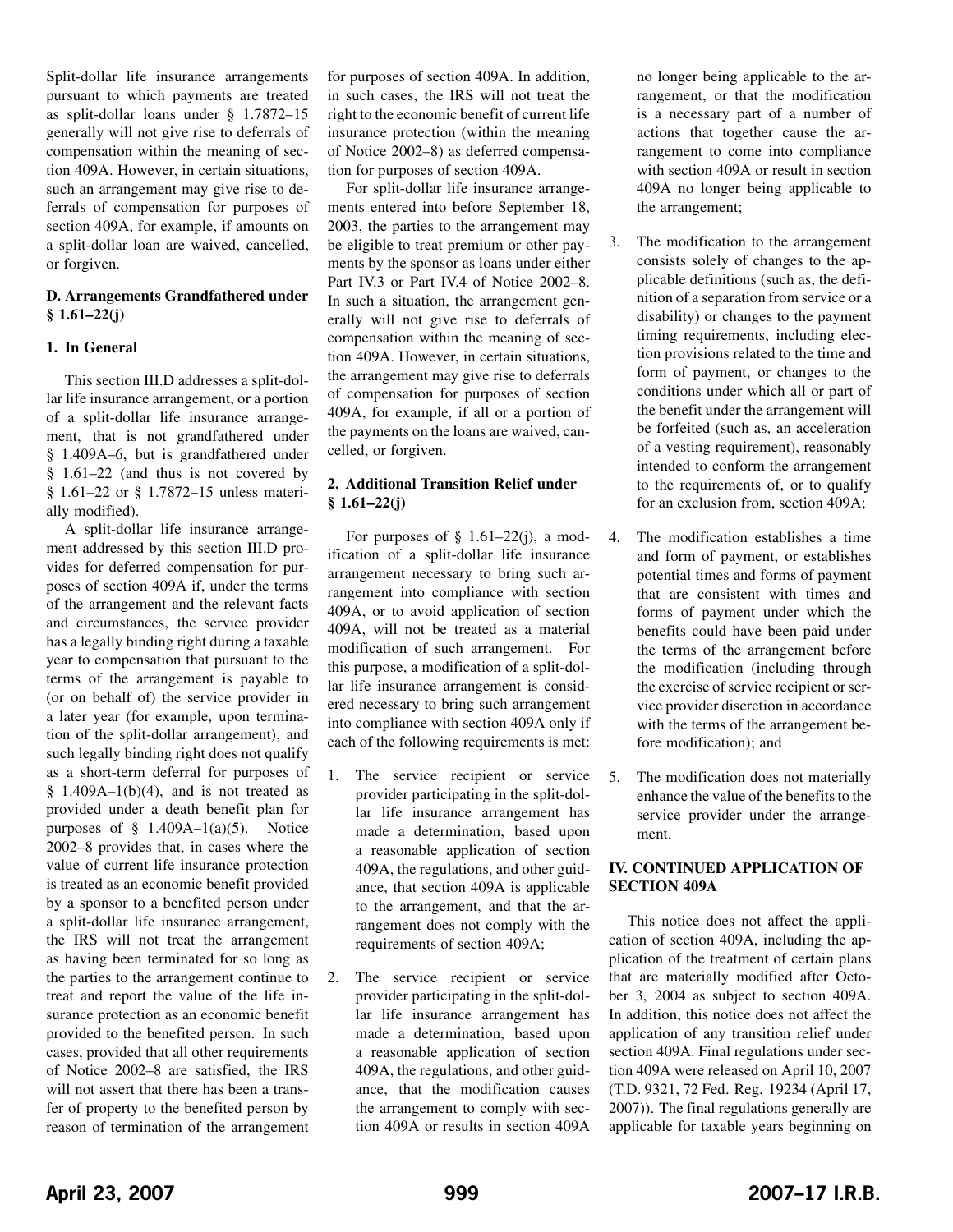Split-dollar life insurance arrangements pursuant to which payments are treated as split-dollar loans under § 1.7872–15 generally will not give rise to deferrals of compensation within the meaning of section 409A. However, in certain situations, such an arrangement may give rise to deferrals of compensation for purposes of section 409A, for example, if amounts on a split-dollar loan are waived, cancelled, or forgiven.

### D. Arrangements Grandfathered under § 1.61–22(j)

#### 1. In General

This section III.D addresses a split-dollar life insurance arrangement, or a portion of a split-dollar life insurance arrangement, that is not grandfathered under § 1.409A–6, but is grandfathered under § 1.61–22 (and thus is not covered by § 1.61–22 or § 1.7872–15 unless materially modified).

A split-dollar life insurance arrangement addressed by this section III.D provides for deferred compensation for purposes of section 409A if, under the terms of the arrangement and the relevant facts and circumstances, the service provider has a legally binding right during a taxable year to compensation that pursuant to the terms of the arrangement is payable to (or on behalf of) the service provider in a later year (for example, upon termination of the split-dollar arrangement), and such legally binding right does not qualify as a short-term deferral for purposes of § 1.409A–1(b)(4), and is not treated as provided under a death benefit plan for purposes of § 1.409A–1(a)(5). Notice 2002–8 provides that, in cases where the value of current life insurance protection is treated as an economic benefit provided by a sponsor to a benefited person under a split-dollar life insurance arrangement, the IRS will not treat the arrangement as having been terminated for so long as the parties to the arrangement continue to treat and report the value of the life insurance protection as an economic benefit provided to the benefited person. In such cases, provided that all other requirements of Notice 2002–8 are satisfied, the IRS will not assert that there has been a transfer of property to the benefited person by reason of termination of the arrangement for purposes of section 409A. In addition, in such cases, the IRS will not treat the right to the economic benefit of current life insurance protection (within the meaning of Notice 2002–8) as deferred compensation for purposes of section 409A.

For split-dollar life insurance arrangements entered into before September 18, 2003, the parties to the arrangement may be eligible to treat premium or other payments by the sponsor as loans under either Part IV.3 or Part IV.4 of Notice 2002–8. In such a situation, the arrangement generally will not give rise to deferrals of compensation within the meaning of section 409A. However, in certain situations, the arrangement may give rise to deferrals of compensation for purposes of section 409A, for example, if all or a portion of the payments on the loans are waived, cancelled, or forgiven.

#### 2. Additional Transition Relief under § 1.61–22(j)

For purposes of § 1.61–22(j), a modification of a split-dollar life insurance arrangement necessary to bring such arrangement into compliance with section 409A, or to avoid application of section 409A, will not be treated as a material modification of such arrangement. For this purpose, a modification of a split-dollar life insurance arrangement is considered necessary to bring such arrangement into compliance with section 409A only if each of the following requirements is met:

1. The service recipient or service provider participating in the split-dollar life insurance arrangement has made a determination, based upon a reasonable application of section 409A, the regulations, and other guidance, that section 409A is applicable to the arrangement, and that the arrangement does not comply with the requirements of section 409A;
2. The service recipient or service provider participating in the split-dollar life insurance arrangement has made a determination, based upon a reasonable application of section 409A, the regulations, and other guidance, that the modification causes the arrangement to comply with section 409A or results in section 409A no longer being applicable to the arrangement, or that the modification is a necessary part of a number of actions that together cause the arrangement to come into compliance with section 409A or result in section 409A no longer being applicable to the arrangement;
3. The modification to the arrangement consists solely of changes to the applicable definitions (such as, the definition of a separation from service or a disability) or changes to the payment timing requirements, including election provisions related to the time and form of payment, or changes to the conditions under which all or part of the benefit under the arrangement will be forfeited (such as, an acceleration of a vesting requirement), reasonably intended to conform the arrangement to the requirements of, or to qualify for an exclusion from, section 409A;
4. The modification establishes a time and form of payment, or establishes potential times and forms of payment that are consistent with times and forms of payment under which the benefits could have been paid under the terms of the arrangement before the modification (including through the exercise of service recipient or service provider discretion in accordance with the terms of the arrangement before modification); and
5. The modification does not materially enhance the value of the benefits to the service provider under the arrangement.

## IV. CONTINUED APPLICATION OF SECTION 409A

This notice does not affect the application of section 409A, including the application of the treatment of certain plans that are materially modified after October 3, 2004 as subject to section 409A. In addition, this notice does not affect the application of any transition relief under section 409A. Final regulations under section 409A were released on April 10, 2007 (T.D. 9321, 72 Fed. Reg. 19234 (April 17, 2007)). The final regulations generally are applicable for taxable years beginning on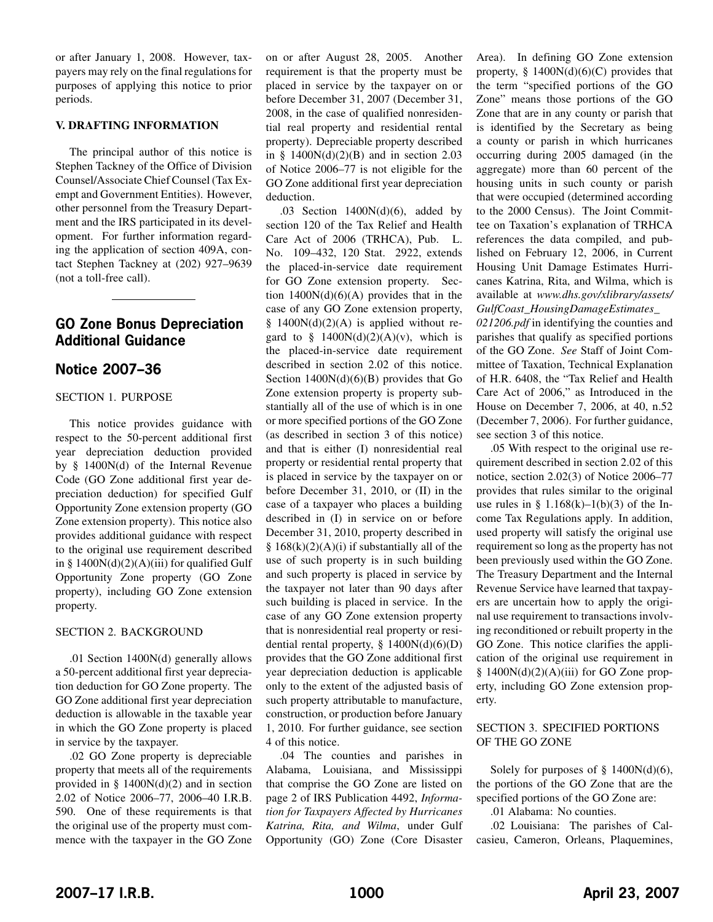or after January 1, 2008. However, taxpayers may rely on the final regulations for purposes of applying this notice to prior periods.

### V. DRAFTING INFORMATION

The principal author of this notice is Stephen Tackney of the Office of Division Counsel/Associate Chief Counsel (Tax Exempt and Government Entities). However, other personnel from the Treasury Department and the IRS participated in its development. For further information regarding the application of section 409A, contact Stephen Tackney at (202) 927–9639 (not a toll-free call).

---

## GO Zone Bonus Depreciation Additional Guidance

## Notice 2007–36

### SECTION 1. PURPOSE

This notice provides guidance with respect to the 50-percent additional first year depreciation deduction provided by § 1400N(d) of the Internal Revenue Code (GO Zone additional first year depreciation deduction) for specified Gulf Opportunity Zone extension property (GO Zone extension property). This notice also provides additional guidance with respect to the original use requirement described in § 1400N(d)(2)(A)(iii) for qualified Gulf Opportunity Zone property (GO Zone property), including GO Zone extension property.

### SECTION 2. BACKGROUND

.01 Section 1400N(d) generally allows a 50-percent additional first year depreciation deduction for GO Zone property. The GO Zone additional first year depreciation deduction is allowable in the taxable year in which the GO Zone property is placed in service by the taxpayer.

.02 GO Zone property is depreciable property that meets all of the requirements provided in § 1400N(d)(2) and in section 2.02 of Notice 2006–77, 2006–40 I.R.B. 590. One of these requirements is that the original use of the property must commence with the taxpayer in the GO Zone on or after August 28, 2005. Another requirement is that the property must be placed in service by the taxpayer on or before December 31, 2007 (December 31, 2008, in the case of qualified nonresidential real property and residential rental property). Depreciable property described in § 1400N(d)(2)(B) and in section 2.03 of Notice 2006–77 is not eligible for the GO Zone additional first year depreciation deduction.

.03 Section 1400N(d)(6), added by section 120 of the Tax Relief and Health Care Act of 2006 (TRHCA), Pub. L. No. 109–432, 120 Stat. 2922, extends the placed-in-service date requirement for GO Zone extension property. Section 1400N(d)(6)(A) provides that in the case of any GO Zone extension property, § 1400N(d)(2)(A) is applied without regard to § 1400N(d)(2)(A)(v), which is the placed-in-service date requirement described in section 2.02 of this notice. Section 1400N(d)(6)(B) provides that Go Zone extension property is property substantially all of the use of which is in one or more specified portions of the GO Zone (as described in section 3 of this notice) and that is either (I) nonresidential real property or residential rental property that is placed in service by the taxpayer on or before December 31, 2010, or (II) in the case of a taxpayer who places a building described in (I) in service on or before December 31, 2010, property described in § 168(k)(2)(A)(i) if substantially all of the use of such property is in such building and such property is placed in service by the taxpayer not later than 90 days after such building is placed in service. In the case of any GO Zone extension property that is nonresidential real property or residential rental property, § 1400N(d)(6)(D) provides that the GO Zone additional first year depreciation deduction is applicable only to the extent of the adjusted basis of such property attributable to manufacture, construction, or production before January 1, 2010. For further guidance, see section 4 of this notice.

.04 The counties and parishes in Alabama, Louisiana, and Mississippi that comprise the GO Zone are listed on page 2 of IRS Publication 4492, *Information for Taxpayers Affected by Hurricanes Katrina, Rita, and Wilma*, under Gulf Opportunity (GO) Zone (Core Disaster Area). In defining GO Zone extension property, § 1400N(d)(6)(C) provides that the term "specified portions of the GO Zone" means those portions of the GO Zone that are in any county or parish that is identified by the Secretary as being a county or parish in which hurricanes occurring during 2005 damaged (in the aggregate) more than 60 percent of the housing units in such county or parish that were occupied (determined according to the 2000 Census). The Joint Committee on Taxation's explanation of TRHCA references the data compiled, and published on February 12, 2006, in Current Housing Unit Damage Estimates Hurricanes Katrina, Rita, and Wilma, which is available at *www.dhs.gov/xlibrary/assets/GulfCoast_HousingDamageEstimates_021206.pdf* in identifying the counties and parishes that qualify as specified portions of the GO Zone. *See* Staff of Joint Committee of Taxation, Technical Explanation of H.R. 6408, the "Tax Relief and Health Care Act of 2006," as Introduced in the House on December 7, 2006, at 40, n.52 (December 7, 2006). For further guidance, see section 3 of this notice.

.05 With respect to the original use requirement described in section 2.02 of this notice, section 2.02(3) of Notice 2006–77 provides that rules similar to the original use rules in § 1.168(k)–1(b)(3) of the Income Tax Regulations apply. In addition, used property will satisfy the original use requirement so long as the property has not been previously used within the GO Zone. The Treasury Department and the Internal Revenue Service have learned that taxpayers are uncertain how to apply the original use requirement to transactions involving reconditioned or rebuilt property in the GO Zone. This notice clarifies the application of the original use requirement in § 1400N(d)(2)(A)(iii) for GO Zone property, including GO Zone extension property.

### SECTION 3. SPECIFIED PORTIONS OF THE GO ZONE

Solely for purposes of § 1400N(d)(6), the portions of the GO Zone that are the specified portions of the GO Zone are:

.01 Alabama: No counties.

.02 Louisiana: The parishes of Calcasieu, Cameron, Orleans, Plaquemines,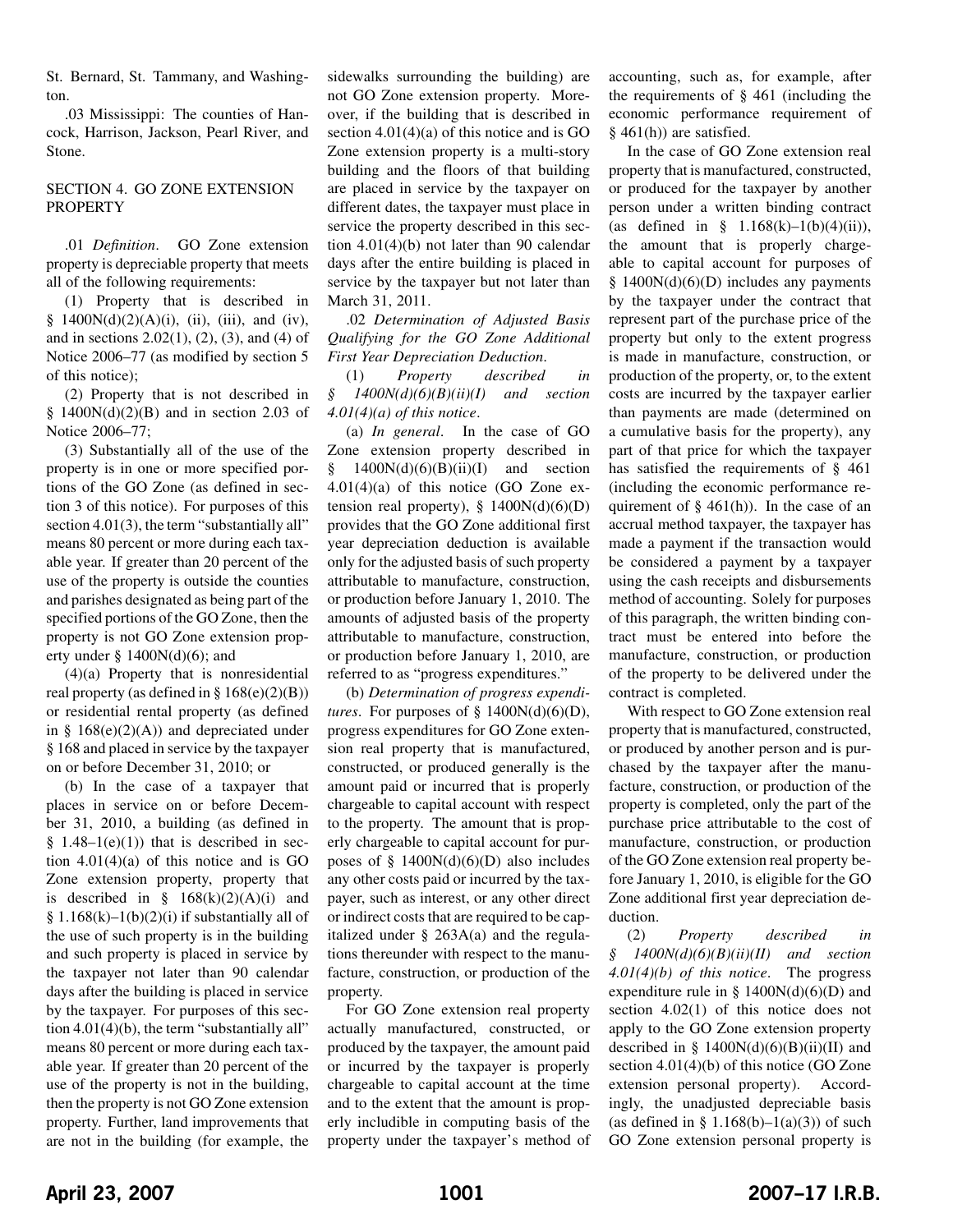St. Bernard, St. Tammany, and Washington.

.03 Mississippi: The counties of Hancock, Harrison, Jackson, Pearl River, and Stone.

## SECTION 4. GO ZONE EXTENSION PROPERTY

.01 *Definition*. GO Zone extension property is depreciable property that meets all of the following requirements:

(1) Property that is described in § 1400N(d)(2)(A)(i), (ii), (iii), and (iv), and in sections 2.02(1), (2), (3), and (4) of Notice 2006–77 (as modified by section 5 of this notice);

(2) Property that is not described in § 1400N(d)(2)(B) and in section 2.03 of Notice 2006–77;

(3) Substantially all of the use of the property is in one or more specified portions of the GO Zone (as defined in section 3 of this notice). For purposes of this section 4.01(3), the term "substantially all" means 80 percent or more during each taxable year. If greater than 20 percent of the use of the property is outside the counties and parishes designated as being part of the specified portions of the GO Zone, then the property is not GO Zone extension property under § 1400N(d)(6); and

(4)(a) Property that is nonresidential real property (as defined in § 168(e)(2)(B)) or residential rental property (as defined in § 168(e)(2)(A)) and depreciated under § 168 and placed in service by the taxpayer on or before December 31, 2010; or

(b) In the case of a taxpayer that places in service on or before December 31, 2010, a building (as defined in § 1.48–1(e)(1)) that is described in section 4.01(4)(a) of this notice and is GO Zone extension property, property that is described in § 168(k)(2)(A)(i) and § 1.168(k)–1(b)(2)(i) if substantially all of the use of such property is in the building and such property is placed in service by the taxpayer not later than 90 calendar days after the building is placed in service by the taxpayer. For purposes of this section 4.01(4)(b), the term "substantially all" means 80 percent or more during each taxable year. If greater than 20 percent of the use of the property is not in the building, then the property is not GO Zone extension property. Further, land improvements that are not in the building (for example, the sidewalks surrounding the building) are not GO Zone extension property. Moreover, if the building that is described in section 4.01(4)(a) of this notice and is GO Zone extension property is a multi-story building and the floors of that building are placed in service by the taxpayer on different dates, the taxpayer must place in service the property described in this section 4.01(4)(b) not later than 90 calendar days after the entire building is placed in service by the taxpayer but not later than March 31, 2011.

.02 *Determination of Adjusted Basis Qualifying for the GO Zone Additional First Year Depreciation Deduction*.

(1) *Property described in § 1400N(d)(6)(B)(ii)(I) and section 4.01(4)(a) of this notice*.

(a) *In general*. In the case of GO Zone extension property described in § 1400N(d)(6)(B)(ii)(I) and section 4.01(4)(a) of this notice (GO Zone extension real property), § 1400N(d)(6)(D) provides that the GO Zone additional first year depreciation deduction is available only for the adjusted basis of such property attributable to manufacture, construction, or production before January 1, 2010. The amounts of adjusted basis of the property attributable to manufacture, construction, or production before January 1, 2010, are referred to as "progress expenditures."

(b) *Determination of progress expenditures*. For purposes of § 1400N(d)(6)(D), progress expenditures for GO Zone extension real property that is manufactured, constructed, or produced generally is the amount paid or incurred that is properly chargeable to capital account with respect to the property. The amount that is properly chargeable to capital account for purposes of § 1400N(d)(6)(D) also includes any other costs paid or incurred by the taxpayer, such as interest, or any other direct or indirect costs that are required to be capitalized under § 263A(a) and the regulations thereunder with respect to the manufacture, construction, or production of the property.

For GO Zone extension real property actually manufactured, constructed, or produced by the taxpayer, the amount paid or incurred by the taxpayer is properly chargeable to capital account at the time and to the extent that the amount is properly includible in computing basis of the property under the taxpayer's method of accounting, such as, for example, after the requirements of § 461 (including the economic performance requirement of § 461(h)) are satisfied.

In the case of GO Zone extension real property that is manufactured, constructed, or produced for the taxpayer by another person under a written binding contract (as defined in § 1.168(k)–1(b)(4)(ii)), the amount that is properly chargeable to capital account for purposes of § 1400N(d)(6)(D) includes any payments by the taxpayer under the contract that represent part of the purchase price of the property but only to the extent progress is made in manufacture, construction, or production of the property, or, to the extent costs are incurred by the taxpayer earlier than payments are made (determined on a cumulative basis for the property), any part of that price for which the taxpayer has satisfied the requirements of § 461 (including the economic performance requirement of § 461(h)). In the case of an accrual method taxpayer, the taxpayer has made a payment if the transaction would be considered a payment by a taxpayer using the cash receipts and disbursements method of accounting. Solely for purposes of this paragraph, the written binding contract must be entered into before the manufacture, construction, or production of the property to be delivered under the contract is completed.

With respect to GO Zone extension real property that is manufactured, constructed, or produced by another person and is purchased by the taxpayer after the manufacture, construction, or production of the property is completed, only the part of the purchase price attributable to the cost of manufacture, construction, or production of the GO Zone extension real property before January 1, 2010, is eligible for the GO Zone additional first year depreciation deduction.

(2) *Property described in § 1400N(d)(6)(B)(ii)(II) and section 4.01(4)(b) of this notice*. The progress expenditure rule in § 1400N(d)(6)(D) and section 4.02(1) of this notice does not apply to the GO Zone extension property described in § 1400N(d)(6)(B)(ii)(II) and section 4.01(4)(b) of this notice (GO Zone extension personal property). Accordingly, the unadjusted depreciable basis (as defined in § 1.168(b)–1(a)(3)) of such GO Zone extension personal property is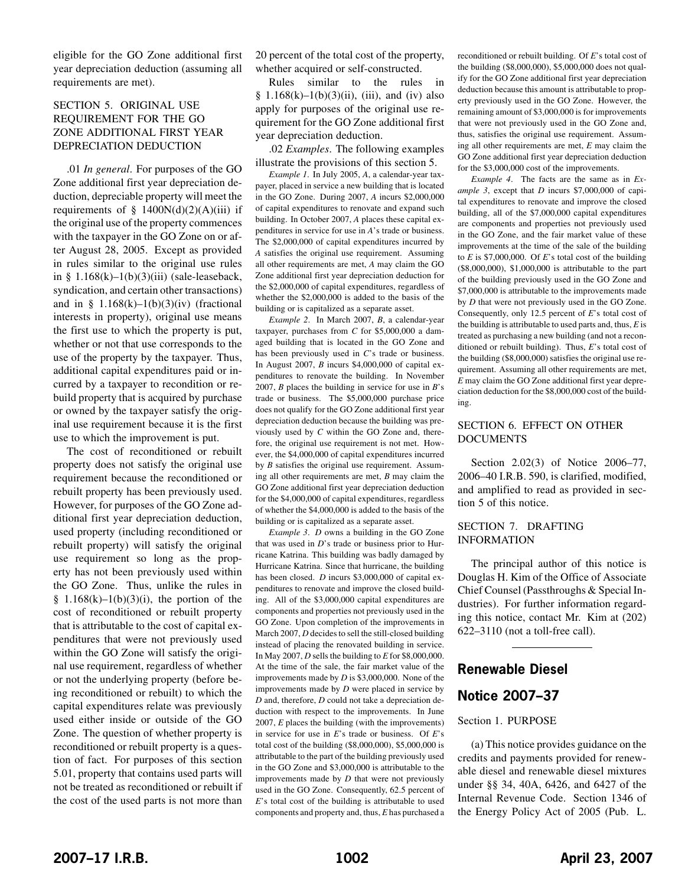eligible for the GO Zone additional first year depreciation deduction (assuming all requirements are met).

## SECTION 5. ORIGINAL USE REQUIREMENT FOR THE GO ZONE ADDITIONAL FIRST YEAR DEPRECIATION DEDUCTION

.01 *In general*. For purposes of the GO Zone additional first year depreciation deduction, depreciable property will meet the requirements of § 1400N(d)(2)(A)(iii) if the original use of the property commences with the taxpayer in the GO Zone on or after August 28, 2005. Except as provided in rules similar to the original use rules in § 1.168(k)–1(b)(3)(iii) (sale-leaseback, syndication, and certain other transactions) and in § 1.168(k)–1(b)(3)(iv) (fractional interests in property), original use means the first use to which the property is put, whether or not that use corresponds to the use of the property by the taxpayer. Thus, additional capital expenditures paid or incurred by a taxpayer to recondition or rebuild property that is acquired by purchase or owned by the taxpayer satisfy the original use requirement because it is the first use to which the improvement is put.

The cost of reconditioned or rebuilt property does not satisfy the original use requirement because the reconditioned or rebuilt property has been previously used. However, for purposes of the GO Zone additional first year depreciation deduction, used property (including reconditioned or rebuilt property) will satisfy the original use requirement so long as the property has not been previously used within the GO Zone. Thus, unlike the rules in § 1.168(k)–1(b)(3)(i), the portion of the cost of reconditioned or rebuilt property that is attributable to the cost of capital expenditures that were not previously used within the GO Zone will satisfy the original use requirement, regardless of whether or not the underlying property (before being reconditioned or rebuilt) to which the capital expenditures relate was previously used either inside or outside of the GO Zone. The question of whether property is reconditioned or rebuilt property is a question of fact. For purposes of this section 5.01, property that contains used parts will not be treated as reconditioned or rebuilt if the cost of the used parts is not more than 20 percent of the total cost of the property, whether acquired or self-constructed.

Rules similar to the rules in § 1.168(k)–1(b)(3)(ii), (iii), and (iv) also apply for purposes of the original use requirement for the GO Zone additional first year depreciation deduction.

.02 *Examples*. The following examples illustrate the provisions of this section 5.

*Example 1*. In July 2005, *A*, a calendar-year taxpayer, placed in service a new building that is located in the GO Zone. During 2007, *A* incurs $2,000,000 of capital expenditures to renovate and expand such building. In October 2007, *A* places these capital expenditures in service for use in *A*'s trade or business. The $2,000,000 of capital expenditures incurred by *A* satisfies the original use requirement. Assuming all other requirements are met, *A* may claim the GO Zone additional first year depreciation deduction for the $2,000,000 of capital expenditures, regardless of whether the $2,000,000 is added to the basis of the building or is capitalized as a separate asset.

*Example 2*. In March 2007, *B*, a calendar-year taxpayer, purchases from *C* for $5,000,000 a damaged building that is located in the GO Zone and has been previously used in *C*'s trade or business. In August 2007, *B* incurs $4,000,000 of capital expenditures to renovate the building. In November 2007, *B* places the building in service for use in *B*'s trade or business. The $5,000,000 purchase price does not qualify for the GO Zone additional first year depreciation deduction because the building was previously used by *C* within the GO Zone and, therefore, the original use requirement is not met. However, the $4,000,000 of capital expenditures incurred by *B* satisfies the original use requirement. Assuming all other requirements are met, *B* may claim the GO Zone additional first year depreciation deduction for the $4,000,000 of capital expenditures, regardless of whether the $4,000,000 is added to the basis of the building or is capitalized as a separate asset.

*Example 3*. *D* owns a building in the GO Zone that was used in *D*'s trade or business prior to Hurricane Katrina. This building was badly damaged by Hurricane Katrina. Since that hurricane, the building has been closed. *D* incurs $3,000,000 of capital expenditures to renovate and improve the closed building. All of the $3,000,000 capital expenditures are components and properties not previously used in the GO Zone. Upon completion of the improvements in March 2007, *D* decides to sell the still-closed building instead of placing the renovated building in service. In May 2007, *D* sells the building to *E* for $8,000,000. At the time of the sale, the fair market value of the improvements made by *D* is $3,000,000. None of the improvements made by *D* were placed in service by *D* and, therefore, *D* could not take a depreciation deduction with respect to the improvements. In June 2007, *E* places the building (with the improvements) in service for use in *E*'s trade or business. Of *E*'s total cost of the building ($8,000,000), $5,000,000 is attributable to the part of the building previously used in the GO Zone and $3,000,000 is attributable to the improvements made by *D* that were not previously used in the GO Zone. Consequently, 62.5 percent of *E*'s total cost of the building is attributable to used components and property and, thus, *E* has purchased a reconditioned or rebuilt building. Of *E*'s total cost of the building ($8,000,000), $5,000,000 does not qualify for the GO Zone additional first year depreciation deduction because this amount is attributable to property previously used in the GO Zone. However, the remaining amount of $3,000,000 is for improvements that were not previously used in the GO Zone and, thus, satisfies the original use requirement. Assuming all other requirements are met, *E* may claim the GO Zone additional first year depreciation deduction for the $3,000,000 cost of the improvements.

*Example 4*. The facts are the same as in *Example 3*, except that *D* incurs $7,000,000 of capital expenditures to renovate and improve the closed building, all of the $7,000,000 capital expenditures are components and properties not previously used in the GO Zone, and the fair market value of these improvements at the time of the sale of the building to *E* is $7,000,000. Of *E*'s total cost of the building ($8,000,000), $1,000,000 is attributable to the part of the building previously used in the GO Zone and $7,000,000 is attributable to the improvements made by *D* that were not previously used in the GO Zone. Consequently, only 12.5 percent of *E*'s total cost of the building is attributable to used parts and, thus, *E* is treated as purchasing a new building (and not a reconditioned or rebuilt building). Thus, *E*'s total cost of the building ($8,000,000) satisfies the original use requirement. Assuming all other requirements are met, *E* may claim the GO Zone additional first year depreciation deduction for the $8,000,000 cost of the building.

## SECTION 6. EFFECT ON OTHER DOCUMENTS

Section 2.02(3) of Notice 2006–77, 2006–40 I.R.B. 590, is clarified, modified, and amplified to read as provided in section 5 of this notice.

## SECTION 7. DRAFTING INFORMATION

The principal author of this notice is Douglas H. Kim of the Office of Associate Chief Counsel (Passthroughs & Special Industries). For further information regarding this notice, contact Mr. Kim at (202) 622–3110 (not a toll-free call).

---

# Renewable Diesel

# Notice 2007–37

Section 1. PURPOSE

(a) This notice provides guidance on the credits and payments provided for renewable diesel and renewable diesel mixtures under §§ 34, 40A, 6426, and 6427 of the Internal Revenue Code. Section 1346 of the Energy Policy Act of 2005 (Pub. L.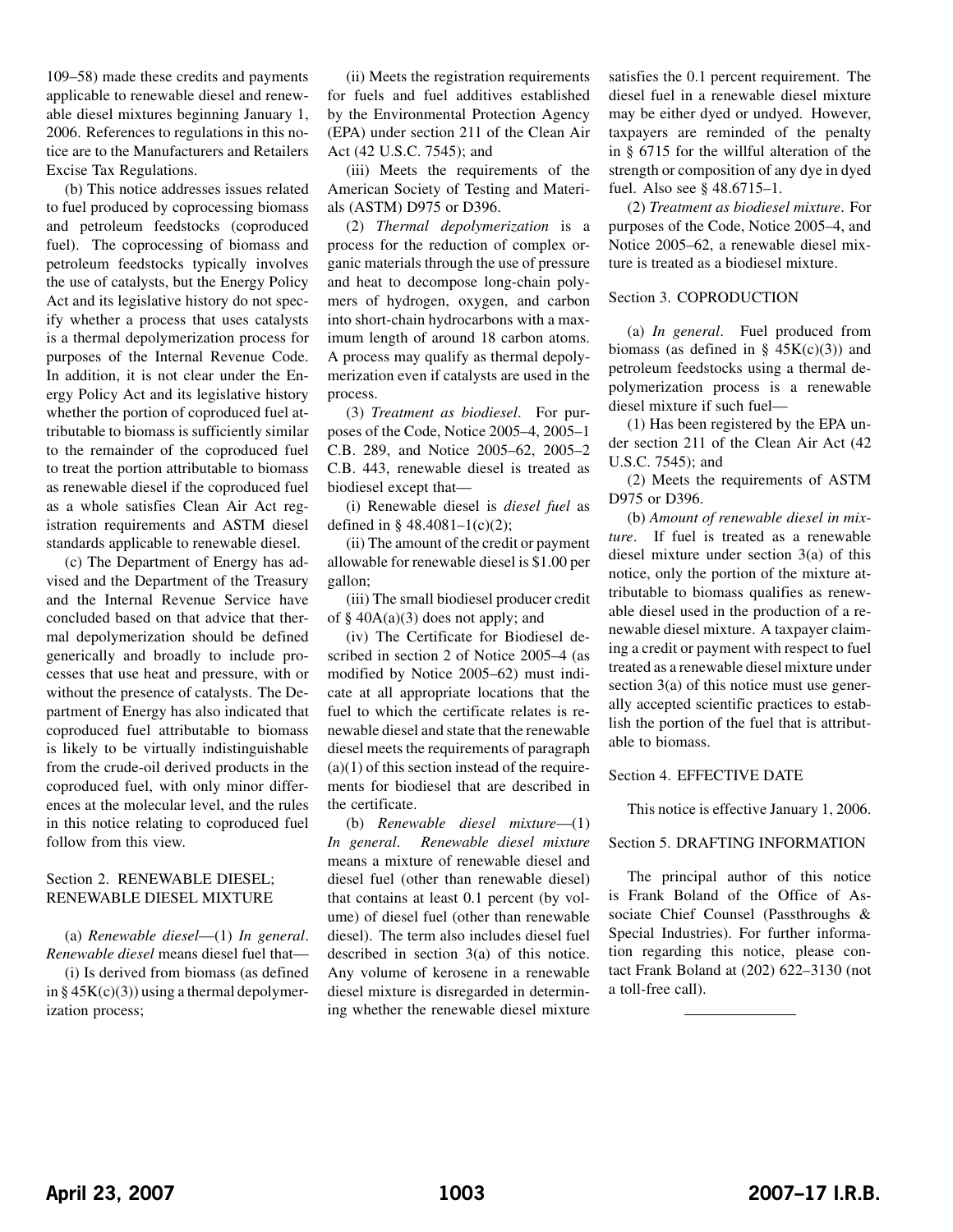109–58) made these credits and payments applicable to renewable diesel and renewable diesel mixtures beginning January 1, 2006. References to regulations in this notice are to the Manufacturers and Retailers Excise Tax Regulations.

(b) This notice addresses issues related to fuel produced by coprocessing biomass and petroleum feedstocks (coproduced fuel). The coprocessing of biomass and petroleum feedstocks typically involves the use of catalysts, but the Energy Policy Act and its legislative history do not specify whether a process that uses catalysts is a thermal depolymerization process for purposes of the Internal Revenue Code. In addition, it is not clear under the Energy Policy Act and its legislative history whether the portion of coproduced fuel attributable to biomass is sufficiently similar to the remainder of the coproduced fuel to treat the portion attributable to biomass as renewable diesel if the coproduced fuel as a whole satisfies Clean Air Act registration requirements and ASTM diesel standards applicable to renewable diesel.

(c) The Department of Energy has advised and the Department of the Treasury and the Internal Revenue Service have concluded based on that advice that thermal depolymerization should be defined generically and broadly to include processes that use heat and pressure, with or without the presence of catalysts. The Department of Energy has also indicated that coproduced fuel attributable to biomass is likely to be virtually indistinguishable from the crude-oil derived products in the coproduced fuel, with only minor differences at the molecular level, and the rules in this notice relating to coproduced fuel follow from this view.

## Section 2. RENEWABLE DIESEL; RENEWABLE DIESEL MIXTURE

(a) *Renewable diesel*—(1) *In general*. *Renewable diesel* means diesel fuel that—

(i) Is derived from biomass (as defined in § 45K(c)(3)) using a thermal depolymerization process;

(ii) Meets the registration requirements for fuels and fuel additives established by the Environmental Protection Agency (EPA) under section 211 of the Clean Air Act (42 U.S.C. 7545); and

(iii) Meets the requirements of the American Society of Testing and Materials (ASTM) D975 or D396.

(2) *Thermal depolymerization* is a process for the reduction of complex organic materials through the use of pressure and heat to decompose long-chain polymers of hydrogen, oxygen, and carbon into short-chain hydrocarbons with a maximum length of around 18 carbon atoms. A process may qualify as thermal depolymerization even if catalysts are used in the process.

(3) *Treatment as biodiesel*. For purposes of the Code, Notice 2005–4, 2005–1 C.B. 289, and Notice 2005–62, 2005–2 C.B. 443, renewable diesel is treated as biodiesel except that—

(i) Renewable diesel is *diesel fuel* as defined in § 48.4081–1(c)(2);

(ii) The amount of the credit or payment allowable for renewable diesel is $1.00 per gallon;

(iii) The small biodiesel producer credit of § 40A(a)(3) does not apply; and

(iv) The Certificate for Biodiesel described in section 2 of Notice 2005–4 (as modified by Notice 2005–62) must indicate at all appropriate locations that the fuel to which the certificate relates is renewable diesel and state that the renewable diesel meets the requirements of paragraph (a)(1) of this section instead of the requirements for biodiesel that are described in the certificate.

(b) *Renewable diesel mixture*—(1) *In general*. *Renewable diesel mixture* means a mixture of renewable diesel and diesel fuel (other than renewable diesel) that contains at least 0.1 percent (by volume) of diesel fuel (other than renewable diesel). The term also includes diesel fuel described in section 3(a) of this notice. Any volume of kerosene in a renewable diesel mixture is disregarded in determining whether the renewable diesel mixture satisfies the 0.1 percent requirement. The diesel fuel in a renewable diesel mixture may be either dyed or undyed. However, taxpayers are reminded of the penalty in § 6715 for the willful alteration of the strength or composition of any dye in dyed fuel. Also see § 48.6715–1.

(2) *Treatment as biodiesel mixture*. For purposes of the Code, Notice 2005–4, and Notice 2005–62, a renewable diesel mixture is treated as a biodiesel mixture.

## Section 3. COPRODUCTION

(a) *In general*. Fuel produced from biomass (as defined in § 45K(c)(3)) and petroleum feedstocks using a thermal depolymerization process is a renewable diesel mixture if such fuel—

(1) Has been registered by the EPA under section 211 of the Clean Air Act (42 U.S.C. 7545); and

(2) Meets the requirements of ASTM D975 or D396.

(b) *Amount of renewable diesel in mixture*. If fuel is treated as a renewable diesel mixture under section 3(a) of this notice, only the portion of the mixture attributable to biomass qualifies as renewable diesel used in the production of a renewable diesel mixture. A taxpayer claiming a credit or payment with respect to fuel treated as a renewable diesel mixture under section 3(a) of this notice must use generally accepted scientific practices to establish the portion of the fuel that is attributable to biomass.

## Section 4. EFFECTIVE DATE

This notice is effective January 1, 2006.

## Section 5. DRAFTING INFORMATION

The principal author of this notice is Frank Boland of the Office of Associate Chief Counsel (Passthroughs & Special Industries). For further information regarding this notice, please contact Frank Boland at (202) 622–3130 (not a toll-free call).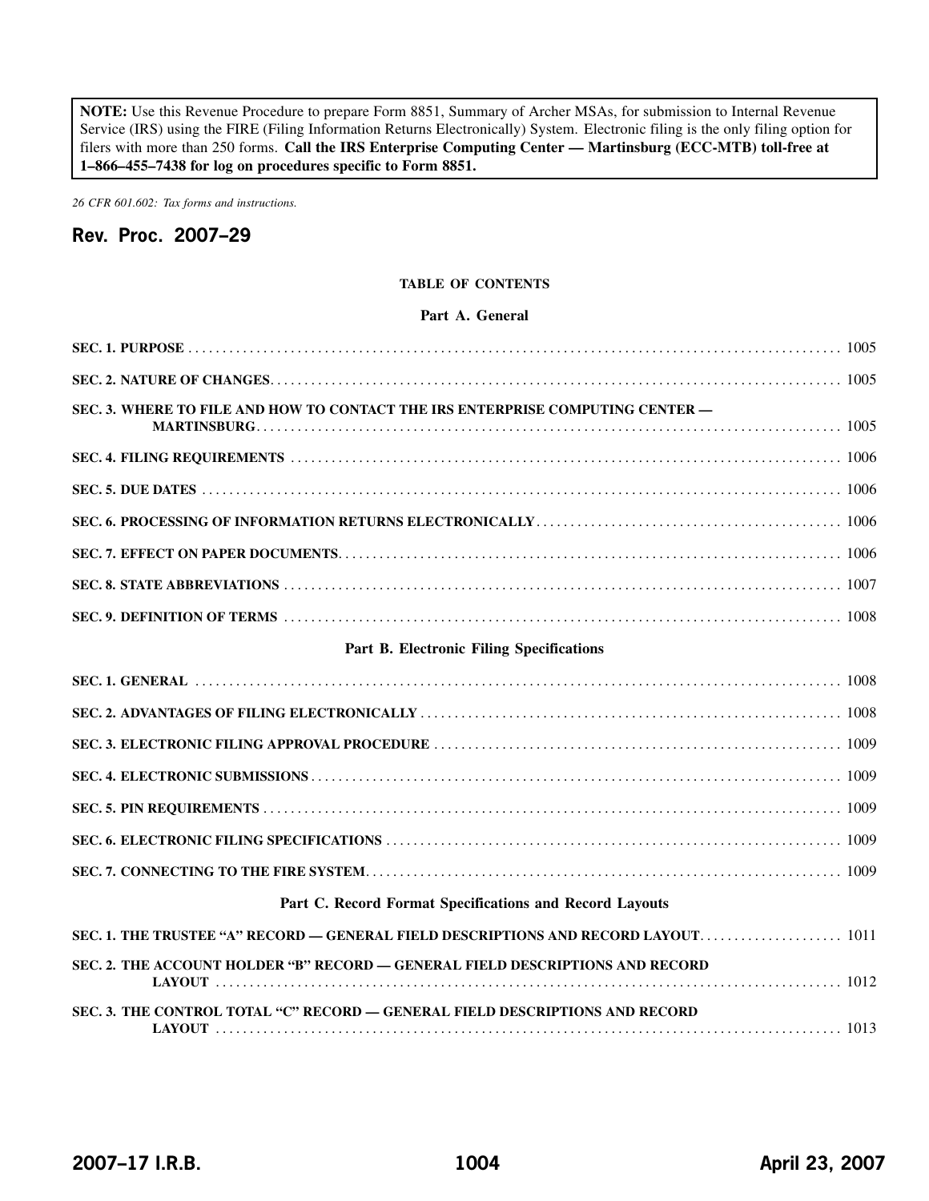**NOTE:** Use this Revenue Procedure to prepare Form 8851, Summary of Archer MSAs, for submission to Internal Revenue Service (IRS) using the FIRE (Filing Information Returns Electronically) System. Electronic filing is the only filing option for filers with more than 250 forms. **Call the IRS Enterprise Computing Center — Martinsburg (ECC-MTB) toll-free at 1–866–455–7438 for log on procedures specific to Form 8851.**

*26 CFR 601.602: Tax forms and instructions.*

# Rev. Proc. 2007–29

**TABLE OF CONTENTS**

**Part A. General**

**SEC. 1. PURPOSE** ..... 1005

**SEC. 2. NATURE OF CHANGES** ..... 1005

**SEC. 3. WHERE TO FILE AND HOW TO CONTACT THE IRS ENTERPRISE COMPUTING CENTER — MARTINSBURG** ..... 1005

**SEC. 4. FILING REQUIREMENTS** ..... 1006

**SEC. 5. DUE DATES** ..... 1006

**SEC. 6. PROCESSING OF INFORMATION RETURNS ELECTRONICALLY** ..... 1006

**SEC. 7. EFFECT ON PAPER DOCUMENTS** ..... 1006

**SEC. 8. STATE ABBREVIATIONS** ..... 1007

**SEC. 9. DEFINITION OF TERMS** ..... 1008

**Part B. Electronic Filing Specifications**

**SEC. 1. GENERAL** ..... 1008

**SEC. 2. ADVANTAGES OF FILING ELECTRONICALLY** ..... 1008

**SEC. 3. ELECTRONIC FILING APPROVAL PROCEDURE** ..... 1009

**SEC. 4. ELECTRONIC SUBMISSIONS** ..... 1009

**SEC. 5. PIN REQUIREMENTS** ..... 1009

**SEC. 6. ELECTRONIC FILING SPECIFICATIONS** ..... 1009

**SEC. 7. CONNECTING TO THE FIRE SYSTEM** ..... 1009

**Part C. Record Format Specifications and Record Layouts**

**SEC. 1. THE TRUSTEE "A" RECORD — GENERAL FIELD DESCRIPTIONS AND RECORD LAYOUT** ..... 1011

**SEC. 2. THE ACCOUNT HOLDER "B" RECORD — GENERAL FIELD DESCRIPTIONS AND RECORD LAYOUT** ..... 1012

**SEC. 3. THE CONTROL TOTAL "C" RECORD — GENERAL FIELD DESCRIPTIONS AND RECORD LAYOUT** ..... 1013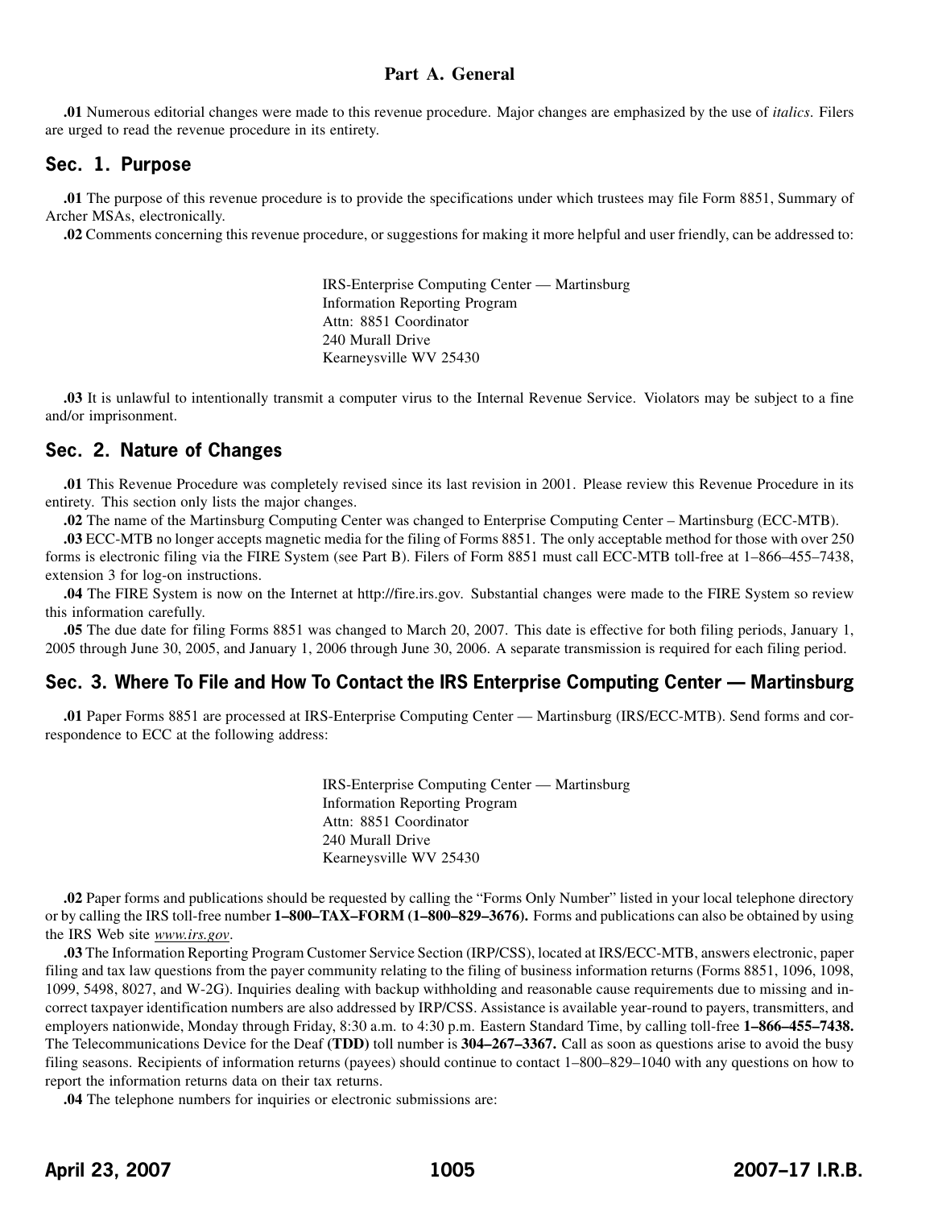## Part A. General

**.01** Numerous editorial changes were made to this revenue procedure. Major changes are emphasized by the use of *italics*. Filers are urged to read the revenue procedure in its entirety.

## Sec. 1. Purpose

**.01** The purpose of this revenue procedure is to provide the specifications under which trustees may file Form 8851, Summary of Archer MSAs, electronically.

**.02** Comments concerning this revenue procedure, or suggestions for making it more helpful and user friendly, can be addressed to:

IRS-Enterprise Computing Center — Martinsburg
Information Reporting Program
Attn: 8851 Coordinator
240 Murall Drive
Kearneysville WV 25430

**.03** It is unlawful to intentionally transmit a computer virus to the Internal Revenue Service. Violators may be subject to a fine and/or imprisonment.

## Sec. 2. Nature of Changes

**.01** This Revenue Procedure was completely revised since its last revision in 2001. Please review this Revenue Procedure in its entirety. This section only lists the major changes.

**.02** The name of the Martinsburg Computing Center was changed to Enterprise Computing Center – Martinsburg (ECC-MTB).

**.03** ECC-MTB no longer accepts magnetic media for the filing of Forms 8851. The only acceptable method for those with over 250 forms is electronic filing via the FIRE System (see Part B). Filers of Form 8851 must call ECC-MTB toll-free at 1–866–455–7438, extension 3 for log-on instructions.

**.04** The FIRE System is now on the Internet at http://fire.irs.gov. Substantial changes were made to the FIRE System so review this information carefully.

**.05** The due date for filing Forms 8851 was changed to March 20, 2007. This date is effective for both filing periods, January 1, 2005 through June 30, 2005, and January 1, 2006 through June 30, 2006. A separate transmission is required for each filing period.

## Sec. 3. Where To File and How To Contact the IRS Enterprise Computing Center — Martinsburg

**.01** Paper Forms 8851 are processed at IRS-Enterprise Computing Center — Martinsburg (IRS/ECC-MTB). Send forms and correspondence to ECC at the following address:

IRS-Enterprise Computing Center — Martinsburg
Information Reporting Program
Attn: 8851 Coordinator
240 Murall Drive
Kearneysville WV 25430

**.02** Paper forms and publications should be requested by calling the "Forms Only Number" listed in your local telephone directory or by calling the IRS toll-free number **1–800–TAX–FORM (1–800–829–3676).** Forms and publications can also be obtained by using the IRS Web site *www.irs.gov*.

**.03** The Information Reporting Program Customer Service Section (IRP/CSS), located at IRS/ECC-MTB, answers electronic, paper filing and tax law questions from the payer community relating to the filing of business information returns (Forms 8851, 1096, 1098, 1099, 5498, 8027, and W-2G). Inquiries dealing with backup withholding and reasonable cause requirements due to missing and incorrect taxpayer identification numbers are also addressed by IRP/CSS. Assistance is available year-round to payers, transmitters, and employers nationwide, Monday through Friday, 8:30 a.m. to 4:30 p.m. Eastern Standard Time, by calling toll-free **1–866–455–7438.** The Telecommunications Device for the Deaf **(TDD)** toll number is **304–267–3367.** Call as soon as questions arise to avoid the busy filing seasons. Recipients of information returns (payees) should continue to contact 1–800–829–1040 with any questions on how to report the information returns data on their tax returns.

**.04** The telephone numbers for inquiries or electronic submissions are: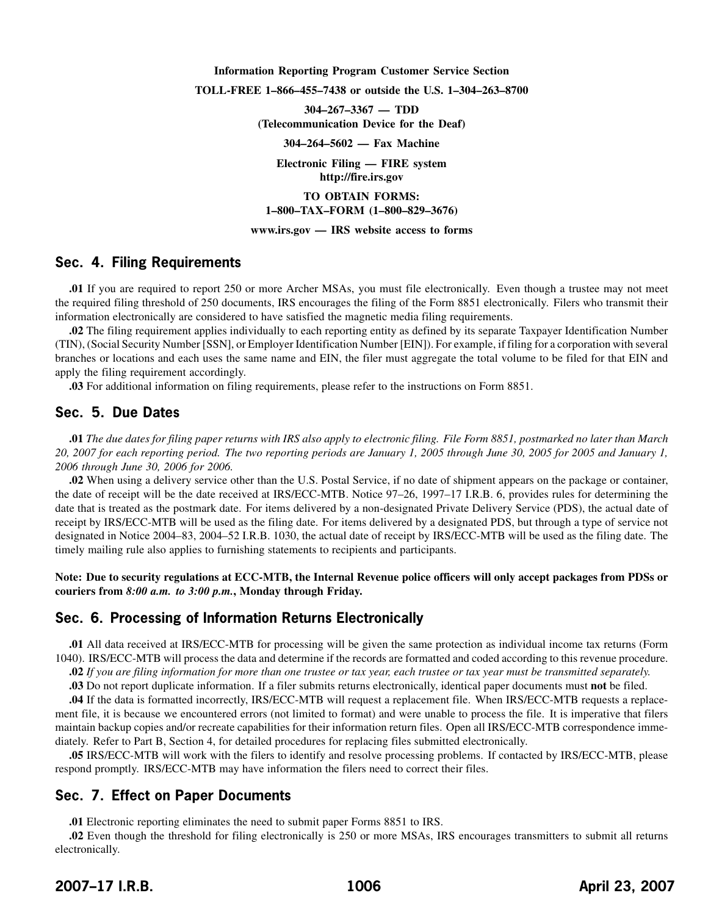**Information Reporting Program Customer Service Section**

**TOLL-FREE 1–866–455–7438 or outside the U.S. 1–304–263–8700**

**304–267–3367 — TDD**
**(Telecommunication Device for the Deaf)**

**304–264–5602 — Fax Machine**

**Electronic Filing — FIRE system**
**http://fire.irs.gov**

**TO OBTAIN FORMS:**
**1–800–TAX–FORM (1–800–829–3676)**

**www.irs.gov — IRS website access to forms**

## Sec. 4. Filing Requirements

**.01** If you are required to report 250 or more Archer MSAs, you must file electronically. Even though a trustee may not meet the required filing threshold of 250 documents, IRS encourages the filing of the Form 8851 electronically. Filers who transmit their information electronically are considered to have satisfied the magnetic media filing requirements.

**.02** The filing requirement applies individually to each reporting entity as defined by its separate Taxpayer Identification Number (TIN), (Social Security Number [SSN], or Employer Identification Number [EIN]). For example, if filing for a corporation with several branches or locations and each uses the same name and EIN, the filer must aggregate the total volume to be filed for that EIN and apply the filing requirement accordingly.

**.03** For additional information on filing requirements, please refer to the instructions on Form 8851.

## Sec. 5. Due Dates

**.01** *The due dates for filing paper returns with IRS also apply to electronic filing. File Form 8851, postmarked no later than March 20, 2007 for each reporting period. The two reporting periods are January 1, 2005 through June 30, 2005 for 2005 and January 1, 2006 through June 30, 2006 for 2006.*

**.02** When using a delivery service other than the U.S. Postal Service, if no date of shipment appears on the package or container, the date of receipt will be the date received at IRS/ECC-MTB. Notice 97–26, 1997–17 I.R.B. 6, provides rules for determining the date that is treated as the postmark date. For items delivered by a non-designated Private Delivery Service (PDS), the actual date of receipt by IRS/ECC-MTB will be used as the filing date. For items delivered by a designated PDS, but through a type of service not designated in Notice 2004–83, 2004–52 I.R.B. 1030, the actual date of receipt by IRS/ECC-MTB will be used as the filing date. The timely mailing rule also applies to furnishing statements to recipients and participants.

**Note: Due to security regulations at ECC-MTB, the Internal Revenue police officers will only accept packages from PDSs or couriers from *8:00 a.m. to 3:00 p.m.*, Monday through Friday.**

## Sec. 6. Processing of Information Returns Electronically

**.01** All data received at IRS/ECC-MTB for processing will be given the same protection as individual income tax returns (Form 1040). IRS/ECC-MTB will process the data and determine if the records are formatted and coded according to this revenue procedure.

**.02** *If you are filing information for more than one trustee or tax year, each trustee or tax year must be transmitted separately.*

**.03** Do not report duplicate information. If a filer submits returns electronically, identical paper documents must **not** be filed.

**.04** If the data is formatted incorrectly, IRS/ECC-MTB will request a replacement file. When IRS/ECC-MTB requests a replacement file, it is because we encountered errors (not limited to format) and were unable to process the file. It is imperative that filers maintain backup copies and/or recreate capabilities for their information return files. Open all IRS/ECC-MTB correspondence immediately. Refer to Part B, Section 4, for detailed procedures for replacing files submitted electronically.

**.05** IRS/ECC-MTB will work with the filers to identify and resolve processing problems. If contacted by IRS/ECC-MTB, please respond promptly. IRS/ECC-MTB may have information the filers need to correct their files.

## Sec. 7. Effect on Paper Documents

**.01** Electronic reporting eliminates the need to submit paper Forms 8851 to IRS.

**.02** Even though the threshold for filing electronically is 250 or more MSAs, IRS encourages transmitters to submit all returns electronically.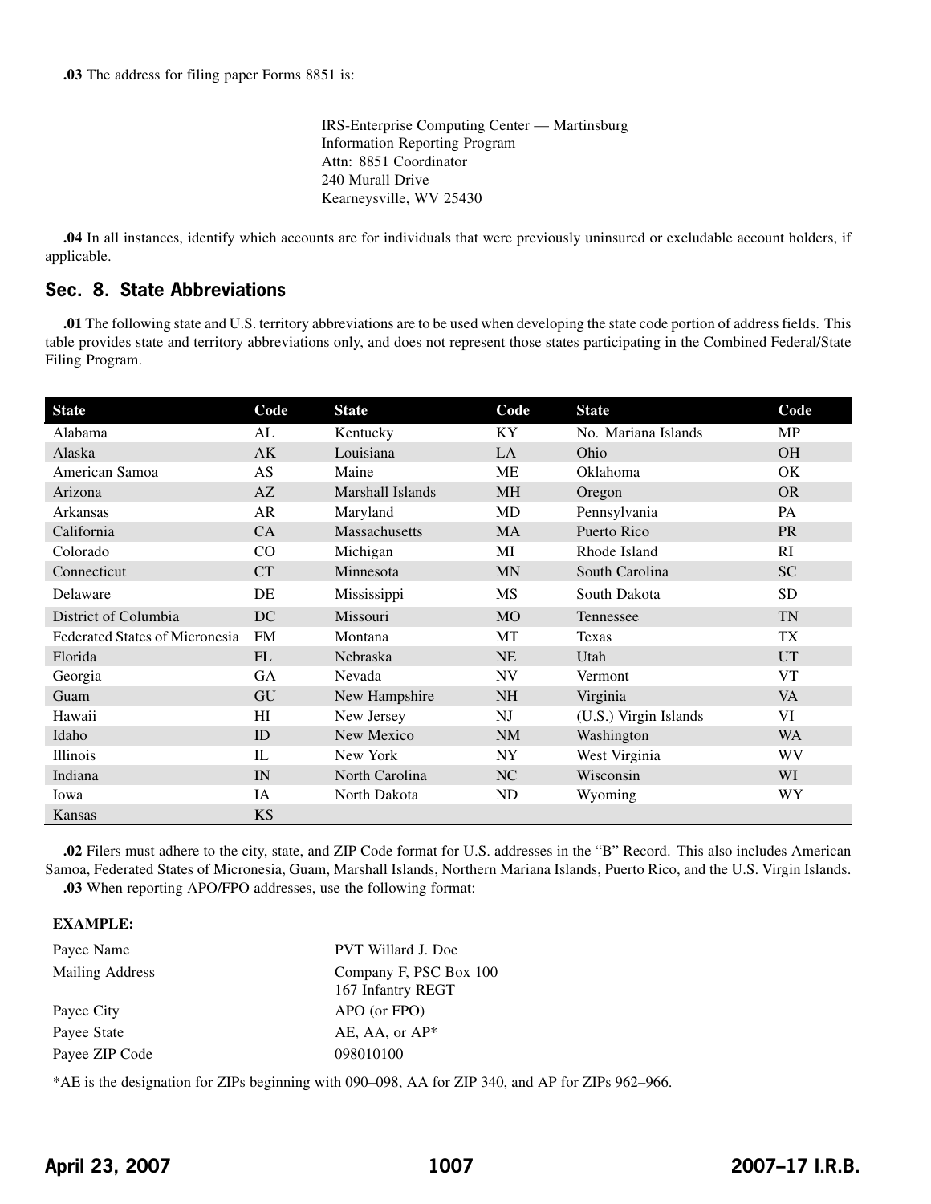**.03** The address for filing paper Forms 8851 is:

IRS-Enterprise Computing Center — Martinsburg
Information Reporting Program
Attn: 8851 Coordinator
240 Murall Drive
Kearneysville, WV 25430

**.04** In all instances, identify which accounts are for individuals that were previously uninsured or excludable account holders, if applicable.

## Sec. 8. State Abbreviations

**.01** The following state and U.S. territory abbreviations are to be used when developing the state code portion of address fields. This table provides state and territory abbreviations only, and does not represent those states participating in the Combined Federal/State Filing Program.

| State | Code | State | Code | State | Code |
|---|---|---|---|---|---|
| Alabama | AL | Kentucky | KY | No. Mariana Islands | MP |
| Alaska | AK | Louisiana | LA | Ohio | OH |
| American Samoa | AS | Maine | ME | Oklahoma | OK |
| Arizona | AZ | Marshall Islands | MH | Oregon | OR |
| Arkansas | AR | Maryland | MD | Pennsylvania | PA |
| California | CA | Massachusetts | MA | Puerto Rico | PR |
| Colorado | CO | Michigan | MI | Rhode Island | RI |
| Connecticut | CT | Minnesota | MN | South Carolina | SC |
| Delaware | DE | Mississippi | MS | South Dakota | SD |
| District of Columbia | DC | Missouri | MO | Tennessee | TN |
| Federated States of Micronesia | FM | Montana | MT | Texas | TX |
| Florida | FL | Nebraska | NE | Utah | UT |
| Georgia | GA | Nevada | NV | Vermont | VT |
| Guam | GU | New Hampshire | NH | Virginia | VA |
| Hawaii | HI | New Jersey | NJ | (U.S.) Virgin Islands | VI |
| Idaho | ID | New Mexico | NM | Washington | WA |
| Illinois | IL | New York | NY | West Virginia | WV |
| Indiana | IN | North Carolina | NC | Wisconsin | WI |
| Iowa | IA | North Dakota | ND | Wyoming | WY |
| Kansas | KS | | | | |

**.02** Filers must adhere to the city, state, and ZIP Code format for U.S. addresses in the "B" Record. This also includes American Samoa, Federated States of Micronesia, Guam, Marshall Islands, Northern Mariana Islands, Puerto Rico, and the U.S. Virgin Islands.

**.03** When reporting APO/FPO addresses, use the following format:

**EXAMPLE:**

| | |
|---|---|
| Payee Name | PVT Willard J. Doe |
| Mailing Address | Company F, PSC Box 100<br>167 Infantry REGT |
| Payee City | APO (or FPO) |
| Payee State | AE, AA, or AP* |
| Payee ZIP Code | 098010100 |

*AE is the designation for ZIPs beginning with 090–098, AA for ZIP 340, and AP for ZIPs 962–966.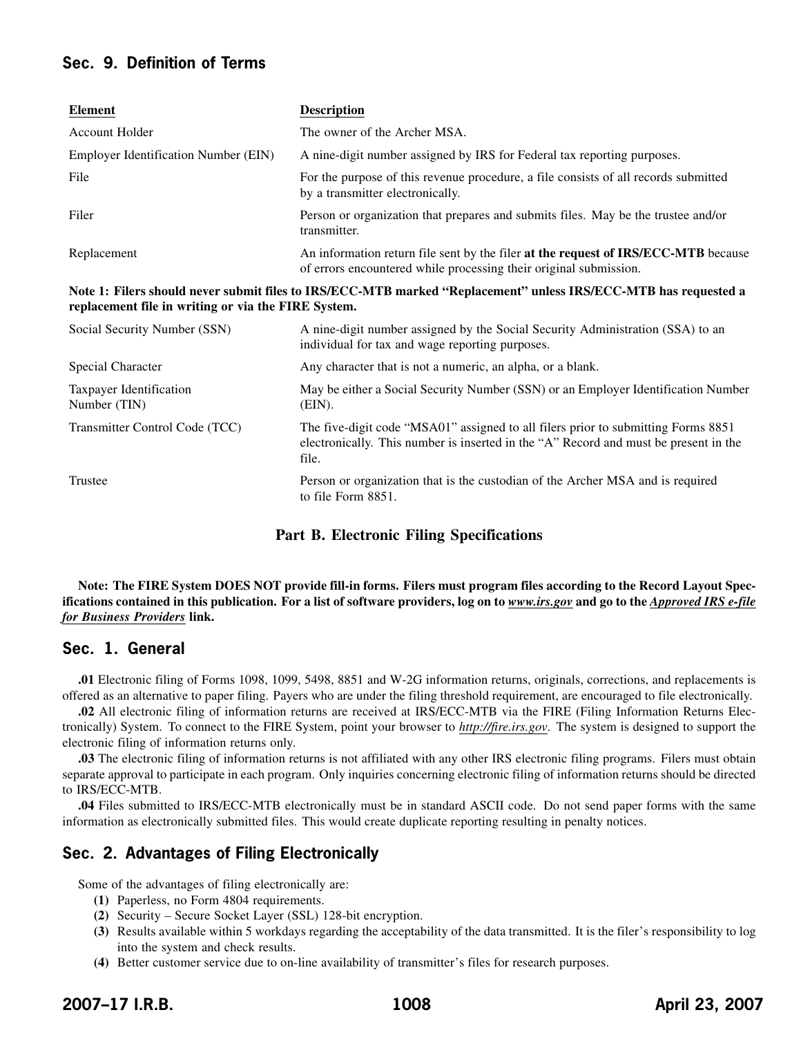## Sec. 9. Definition of Terms

| Element | Description |
|---|---|
| Account Holder | The owner of the Archer MSA. |
| Employer Identification Number (EIN) | A nine-digit number assigned by IRS for Federal tax reporting purposes. |
| File | For the purpose of this revenue procedure, a file consists of all records submitted by a transmitter electronically. |
| Filer | Person or organization that prepares and submits files. May be the trustee and/or transmitter. |
| Replacement | An information return file sent by the filer **at the request of IRS/ECC-MTB** because of errors encountered while processing their original submission. |

**Note 1: Filers should never submit files to IRS/ECC-MTB marked "Replacement" unless IRS/ECC-MTB has requested a replacement file in writing or via the FIRE System.**

| Element | Description |
|---|---|
| Social Security Number (SSN) | A nine-digit number assigned by the Social Security Administration (SSA) to an individual for tax and wage reporting purposes. |
| Special Character | Any character that is not a numeric, an alpha, or a blank. |
| Taxpayer Identification Number (TIN) | May be either a Social Security Number (SSN) or an Employer Identification Number (EIN). |
| Transmitter Control Code (TCC) | The five-digit code "MSA01" assigned to all filers prior to submitting Forms 8851 electronically. This number is inserted in the "A" Record and must be present in the file. |
| Trustee | Person or organization that is the custodian of the Archer MSA and is required to file Form 8851. |

# Part B. Electronic Filing Specifications

**Note: The FIRE System DOES NOT provide fill-in forms. Filers must program files according to the Record Layout Specifications contained in this publication. For a list of software providers, log on to *www.irs.gov* and go to the *Approved IRS e-file for Business Providers* link.**

## Sec. 1. General

**.01** Electronic filing of Forms 1098, 1099, 5498, 8851 and W-2G information returns, originals, corrections, and replacements is offered as an alternative to paper filing. Payers who are under the filing threshold requirement, are encouraged to file electronically.

**.02** All electronic filing of information returns are received at IRS/ECC-MTB via the FIRE (Filing Information Returns Electronically) System. To connect to the FIRE System, point your browser to *http://fire.irs.gov*. The system is designed to support the electronic filing of information returns only.

**.03** The electronic filing of information returns is not affiliated with any other IRS electronic filing programs. Filers must obtain separate approval to participate in each program. Only inquiries concerning electronic filing of information returns should be directed to IRS/ECC-MTB.

**.04** Files submitted to IRS/ECC-MTB electronically must be in standard ASCII code. Do not send paper forms with the same information as electronically submitted files. This would create duplicate reporting resulting in penalty notices.

## Sec. 2. Advantages of Filing Electronically

Some of the advantages of filing electronically are:

**(1)** Paperless, no Form 4804 requirements.
**(2)** Security – Secure Socket Layer (SSL) 128-bit encryption.
**(3)** Results available within 5 workdays regarding the acceptability of the data transmitted. It is the filer's responsibility to log into the system and check results.
**(4)** Better customer service due to on-line availability of transmitter's files for research purposes.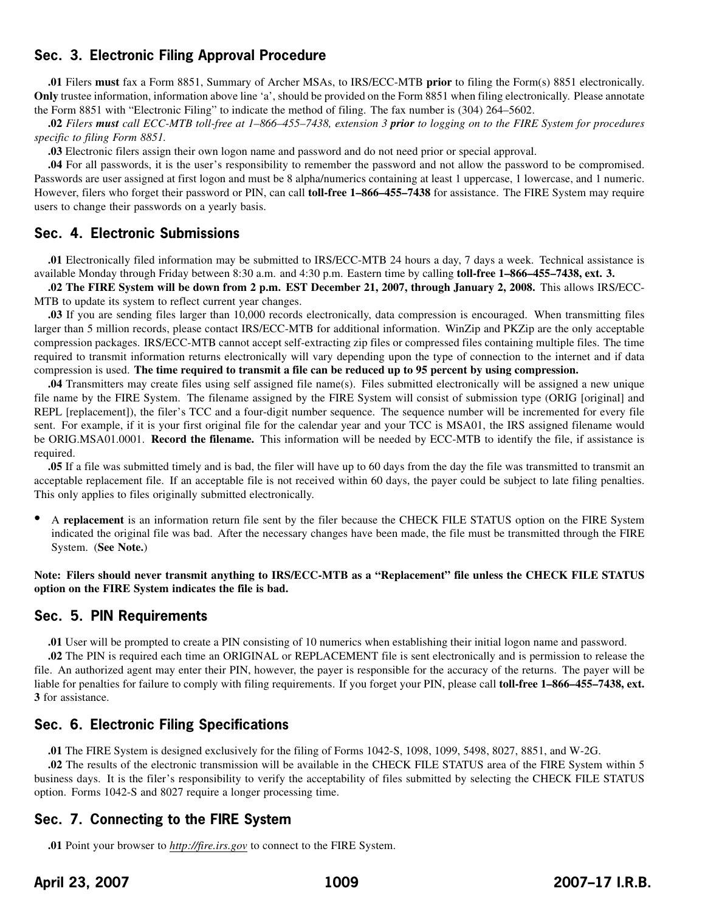## Sec. 3. Electronic Filing Approval Procedure

**.01** Filers **must** fax a Form 8851, Summary of Archer MSAs, to IRS/ECC-MTB **prior** to filing the Form(s) 8851 electronically. **Only** trustee information, information above line 'a', should be provided on the Form 8851 when filing electronically. Please annotate the Form 8851 with "Electronic Filing" to indicate the method of filing. The fax number is (304) 264–5602.

**.02** *Filers **must** call ECC-MTB toll-free at 1–866–455–7438, extension 3 **prior** to logging on to the FIRE System for procedures specific to filing Form 8851.*

**.03** Electronic filers assign their own logon name and password and do not need prior or special approval.

**.04** For all passwords, it is the user's responsibility to remember the password and not allow the password to be compromised. Passwords are user assigned at first logon and must be 8 alpha/numerics containing at least 1 uppercase, 1 lowercase, and 1 numeric. However, filers who forget their password or PIN, can call **toll-free 1–866–455–7438** for assistance. The FIRE System may require users to change their passwords on a yearly basis.

## Sec. 4. Electronic Submissions

**.01** Electronically filed information may be submitted to IRS/ECC-MTB 24 hours a day, 7 days a week. Technical assistance is available Monday through Friday between 8:30 a.m. and 4:30 p.m. Eastern time by calling **toll-free 1–866–455–7438, ext. 3.**

**.02 The FIRE System will be down from 2 p.m. EST December 21, 2007, through January 2, 2008.** This allows IRS/ECC-MTB to update its system to reflect current year changes.

**.03** If you are sending files larger than 10,000 records electronically, data compression is encouraged. When transmitting files larger than 5 million records, please contact IRS/ECC-MTB for additional information. WinZip and PKZip are the only acceptable compression packages. IRS/ECC-MTB cannot accept self-extracting zip files or compressed files containing multiple files. The time required to transmit information returns electronically will vary depending upon the type of connection to the internet and if data compression is used. **The time required to transmit a file can be reduced up to 95 percent by using compression.**

**.04** Transmitters may create files using self assigned file name(s). Files submitted electronically will be assigned a new unique file name by the FIRE System. The filename assigned by the FIRE System will consist of submission type (ORIG [original] and REPL [replacement]), the filer's TCC and a four-digit number sequence. The sequence number will be incremented for every file sent. For example, if it is your first original file for the calendar year and your TCC is MSA01, the IRS assigned filename would be ORIG.MSA01.0001. **Record the filename.** This information will be needed by ECC-MTB to identify the file, if assistance is required.

**.05** If a file was submitted timely and is bad, the filer will have up to 60 days from the day the file was transmitted to transmit an acceptable replacement file. If an acceptable file is not received within 60 days, the payer could be subject to late filing penalties. This only applies to files originally submitted electronically.

- A **replacement** is an information return file sent by the filer because the CHECK FILE STATUS option on the FIRE System indicated the original file was bad. After the necessary changes have been made, the file must be transmitted through the FIRE System. (**See Note.**)

**Note: Filers should never transmit anything to IRS/ECC-MTB as a "Replacement" file unless the CHECK FILE STATUS option on the FIRE System indicates the file is bad.**

## Sec. 5. PIN Requirements

**.01** User will be prompted to create a PIN consisting of 10 numerics when establishing their initial logon name and password.

**.02** The PIN is required each time an ORIGINAL or REPLACEMENT file is sent electronically and is permission to release the file. An authorized agent may enter their PIN, however, the payer is responsible for the accuracy of the returns. The payer will be liable for penalties for failure to comply with filing requirements. If you forget your PIN, please call **toll-free 1–866–455–7438, ext. 3** for assistance.

## Sec. 6. Electronic Filing Specifications

**.01** The FIRE System is designed exclusively for the filing of Forms 1042-S, 1098, 1099, 5498, 8027, 8851, and W-2G.

**.02** The results of the electronic transmission will be available in the CHECK FILE STATUS area of the FIRE System within 5 business days. It is the filer's responsibility to verify the acceptability of files submitted by selecting the CHECK FILE STATUS option. Forms 1042-S and 8027 require a longer processing time.

## Sec. 7. Connecting to the FIRE System

**.01** Point your browser to *http://fire.irs.gov* to connect to the FIRE System.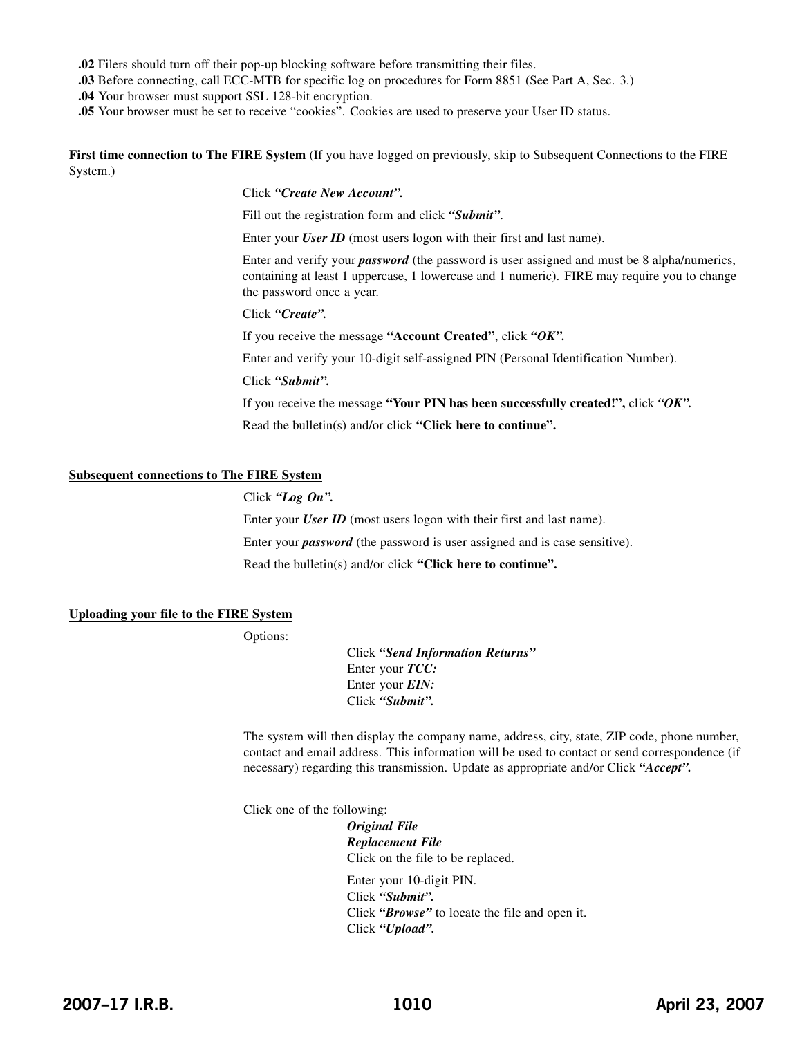**.02** Filers should turn off their pop-up blocking software before transmitting their files.

**.03** Before connecting, call ECC-MTB for specific log on procedures for Form 8851 (See Part A, Sec. 3.)

**.04** Your browser must support SSL 128-bit encryption.

**.05** Your browser must be set to receive "cookies". Cookies are used to preserve your User ID status.

**First time connection to The FIRE System** (If you have logged on previously, skip to Subsequent Connections to the FIRE System.)

Click ***"Create New Account".***

Fill out the registration form and click ***"Submit"***.

Enter your ***User ID*** (most users logon with their first and last name).

Enter and verify your ***password*** (the password is user assigned and must be 8 alpha/numerics, containing at least 1 uppercase, 1 lowercase and 1 numeric). FIRE may require you to change the password once a year.

Click ***"Create".***

If you receive the message **"Account Created"**, click ***"OK".***

Enter and verify your 10-digit self-assigned PIN (Personal Identification Number).

Click ***"Submit".***

If you receive the message **"Your PIN has been successfully created!",** click ***"OK".***

Read the bulletin(s) and/or click **"Click here to continue".**

**Subsequent connections to The FIRE System**

Click ***"Log On".***

Enter your ***User ID*** (most users logon with their first and last name).

Enter your ***password*** (the password is user assigned and is case sensitive).

Read the bulletin(s) and/or click **"Click here to continue".**

**Uploading your file to the FIRE System**

Options:

Click ***"Send Information Returns"***
Enter your ***TCC:***
Enter your ***EIN:***
Click ***"Submit".***

The system will then display the company name, address, city, state, ZIP code, phone number, contact and email address. This information will be used to contact or send correspondence (if necessary) regarding this transmission. Update as appropriate and/or Click ***"Accept".***

Click one of the following:

***Original File***
***Replacement File***
Click on the file to be replaced.

Enter your 10-digit PIN.
Click ***"Submit".***
Click ***"Browse"*** to locate the file and open it.
Click ***"Upload".***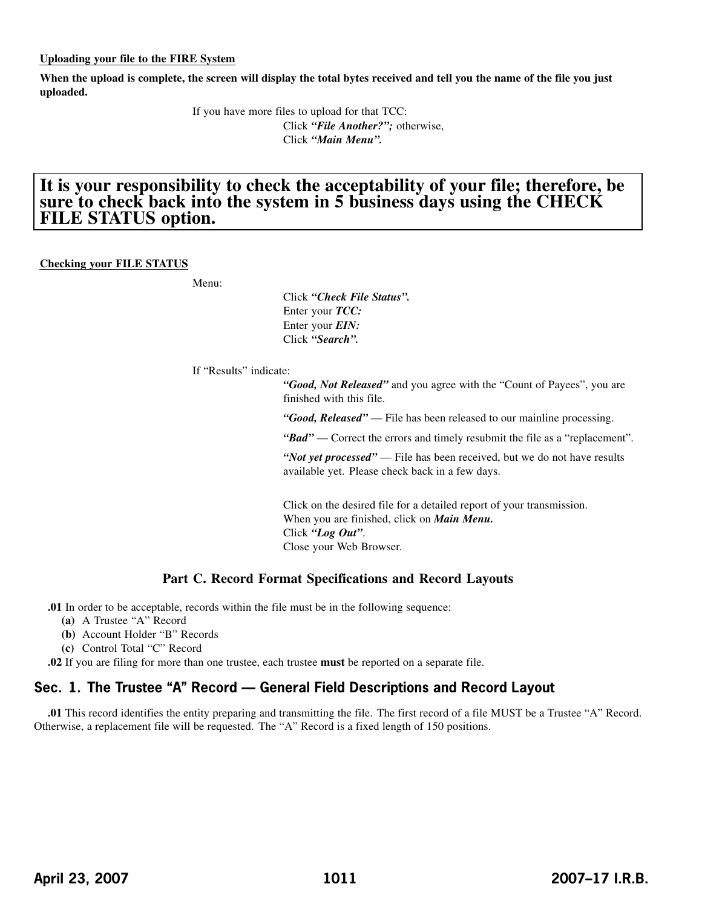**Uploading your file to the FIRE System**

**When the upload is complete, the screen will display the total bytes received and tell you the name of the file you just uploaded.**

If you have more files to upload for that TCC:

Click ***"File Another?";*** otherwise,
Click ***"Main Menu".***

> **It is your responsibility to check the acceptability of your file; therefore, be sure to check back into the system in 5 business days using the CHECK FILE STATUS option.**

**Checking your FILE STATUS**

Menu:

Click ***"Check File Status".***
Enter your ***TCC:***
Enter your ***EIN:***
Click ***"Search".***

If "Results" indicate:

***"Good, Not Released"*** and you agree with the "Count of Payees", you are finished with this file.

***"Good, Released"*** — File has been released to our mainline processing.

***"Bad"*** — Correct the errors and timely resubmit the file as a "replacement".

***"Not yet processed"*** — File has been received, but we do not have results available yet. Please check back in a few days.

Click on the desired file for a detailed report of your transmission.
When you are finished, click on ***Main Menu.***
Click ***"Log Out"***.
Close your Web Browser.

## Part C. Record Format Specifications and Record Layouts

**.01** In order to be acceptable, records within the file must be in the following sequence:

**(a)** A Trustee "A" Record
**(b)** Account Holder "B" Records
**(c)** Control Total "C" Record

**.02** If you are filing for more than one trustee, each trustee **must** be reported on a separate file.

## Sec. 1. The Trustee "A" Record — General Field Descriptions and Record Layout

**.01** This record identifies the entity preparing and transmitting the file. The first record of a file MUST be a Trustee "A" Record. Otherwise, a replacement file will be requested. The "A" Record is a fixed length of 150 positions.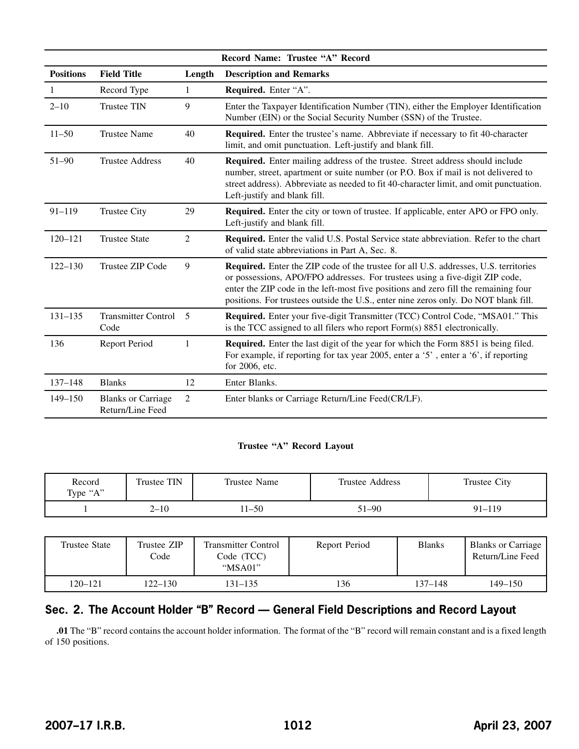| Record Name: Trustee "A" Record | | | |
|---|---|---|---|
| **Positions** | **Field Title** | **Length** | **Description and Remarks** |
| 1 | Record Type | 1 | **Required.** Enter "A". |
| 2–10 | Trustee TIN | 9 | Enter the Taxpayer Identification Number (TIN), either the Employer Identification Number (EIN) or the Social Security Number (SSN) of the Trustee. |
| 11–50 | Trustee Name | 40 | **Required.** Enter the trustee's name. Abbreviate if necessary to fit 40-character limit, and omit punctuation. Left-justify and blank fill. |
| 51–90 | Trustee Address | 40 | **Required.** Enter mailing address of the trustee. Street address should include number, street, apartment or suite number (or P.O. Box if mail is not delivered to street address). Abbreviate as needed to fit 40-character limit, and omit punctuation. Left-justify and blank fill. |
| 91–119 | Trustee City | 29 | **Required.** Enter the city or town of trustee. If applicable, enter APO or FPO only. Left-justify and blank fill. |
| 120–121 | Trustee State | 2 | **Required.** Enter the valid U.S. Postal Service state abbreviation. Refer to the chart of valid state abbreviations in Part A, Sec. 8. |
| 122–130 | Trustee ZIP Code | 9 | **Required.** Enter the ZIP code of the trustee for all U.S. addresses, U.S. territories or possessions, APO/FPO addresses. For trustees using a five-digit ZIP code, enter the ZIP code in the left-most five positions and zero fill the remaining four positions. For trustees outside the U.S., enter nine zeros only. Do NOT blank fill. |
| 131–135 | Transmitter Control Code | 5 | **Required.** Enter your five-digit Transmitter (TCC) Control Code, "MSA01." This is the TCC assigned to all filers who report Form(s) 8851 electronically. |
| 136 | Report Period | 1 | **Required.** Enter the last digit of the year for which the Form 8851 is being filed. For example, if reporting for tax year 2005, enter a '5' , enter a '6', if reporting for 2006, etc. |
| 137–148 | Blanks | 12 | Enter Blanks. |
| 149–150 | Blanks or Carriage Return/Line Feed | 2 | Enter blanks or Carriage Return/Line Feed(CR/LF). |

**Trustee "A" Record Layout**

| Record Type "A" | Trustee TIN | Trustee Name | Trustee Address | Trustee City |
|---|---|---|---|---|
| 1 | 2–10 | 11–50 | 51–90 | 91–119 |

| Trustee State | Trustee ZIP Code | Transmitter Control Code (TCC) "MSA01" | Report Period | Blanks | Blanks or Carriage Return/Line Feed |
|---|---|---|---|---|---|
| 120–121 | 122–130 | 131–135 | 136 | 137–148 | 149–150 |

## Sec. 2. The Account Holder "B" Record — General Field Descriptions and Record Layout

**.01** The "B" record contains the account holder information. The format of the "B" record will remain constant and is a fixed length of 150 positions.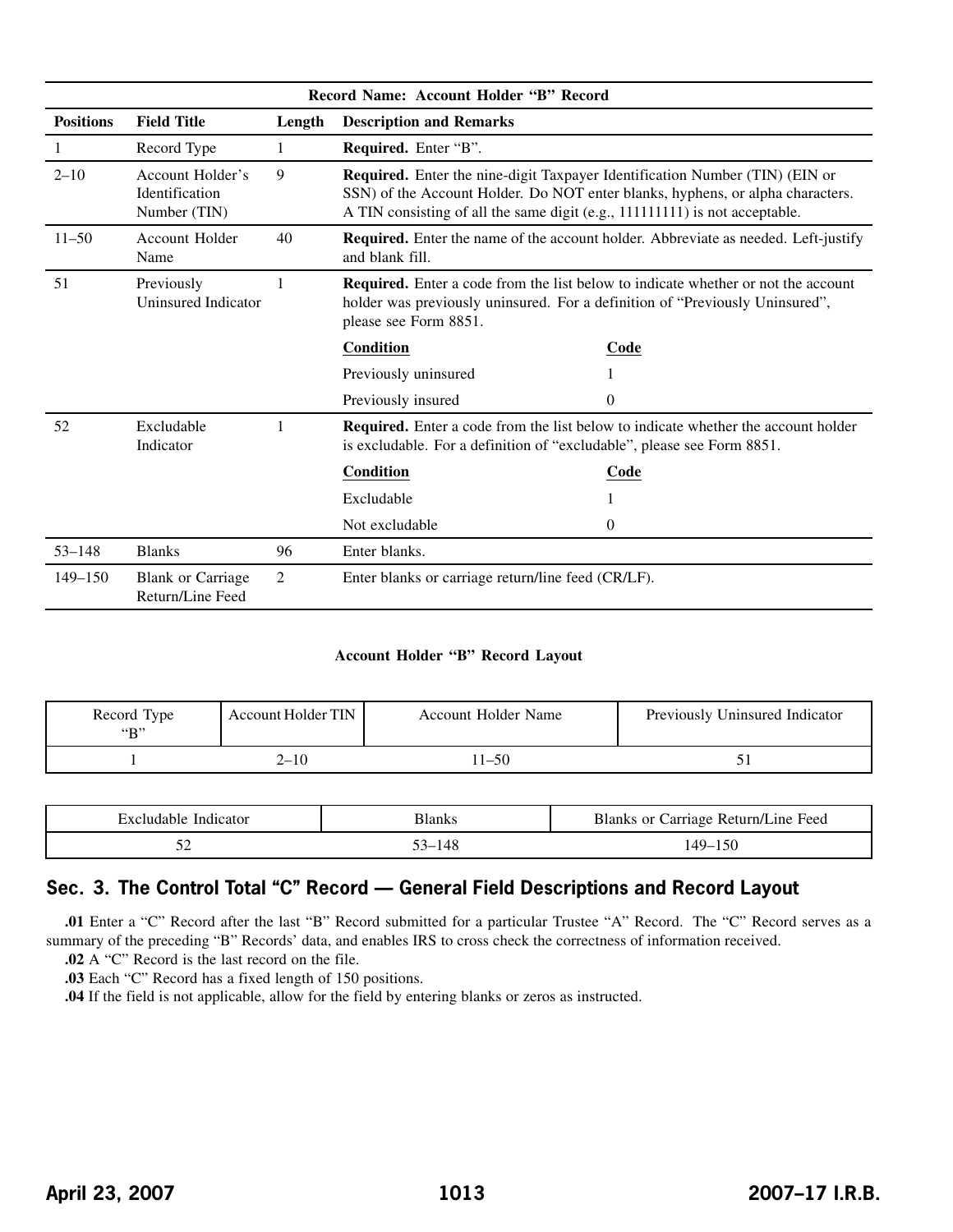| Record Name: Account Holder "B" Record | | | | |
|---|---|---|---|---|
| **Positions** | **Field Title** | **Length** | **Description and Remarks** | |
| 1 | Record Type | 1 | **Required.** Enter "B". | |
| 2–10 | Account Holder's Identification Number (TIN) | 9 | **Required.** Enter the nine-digit Taxpayer Identification Number (TIN) (EIN or SSN) of the Account Holder. Do NOT enter blanks, hyphens, or alpha characters. A TIN consisting of all the same digit (e.g., 111111111) is not acceptable. | |
| 11–50 | Account Holder Name | 40 | **Required.** Enter the name of the account holder. Abbreviate as needed. Left-justify and blank fill. | |
| 51 | Previously Uninsured Indicator | 1 | **Required.** Enter a code from the list below to indicate whether or not the account holder was previously uninsured. For a definition of "Previously Uninsured", please see Form 8851. | |
| | | | **Condition** | **Code** |
| | | | Previously uninsured | 1 |
| | | | Previously insured | 0 |
| 52 | Excludable Indicator | 1 | **Required.** Enter a code from the list below to indicate whether the account holder is excludable. For a definition of "excludable", please see Form 8851. | |
| | | | **Condition** | **Code** |
| | | | Excludable | 1 |
| | | | Not excludable | 0 |
| 53–148 | Blanks | 96 | Enter blanks. | |
| 149–150 | Blank or Carriage Return/Line Feed | 2 | Enter blanks or carriage return/line feed (CR/LF). | |

**Account Holder "B" Record Layout**

| Record Type "B" | Account Holder TIN | Account Holder Name | Previously Uninsured Indicator |
|---|---|---|---|
| 1 | 2–10 | 11–50 | 51 |

| Excludable Indicator | Blanks | Blanks or Carriage Return/Line Feed |
|---|---|---|
| 52 | 53–148 | 149–150 |

## Sec. 3. The Control Total "C" Record — General Field Descriptions and Record Layout

**.01** Enter a "C" Record after the last "B" Record submitted for a particular Trustee "A" Record. The "C" Record serves as a summary of the preceding "B" Records' data, and enables IRS to cross check the correctness of information received.

**.02** A "C" Record is the last record on the file.

**.03** Each "C" Record has a fixed length of 150 positions.

**.04** If the field is not applicable, allow for the field by entering blanks or zeros as instructed.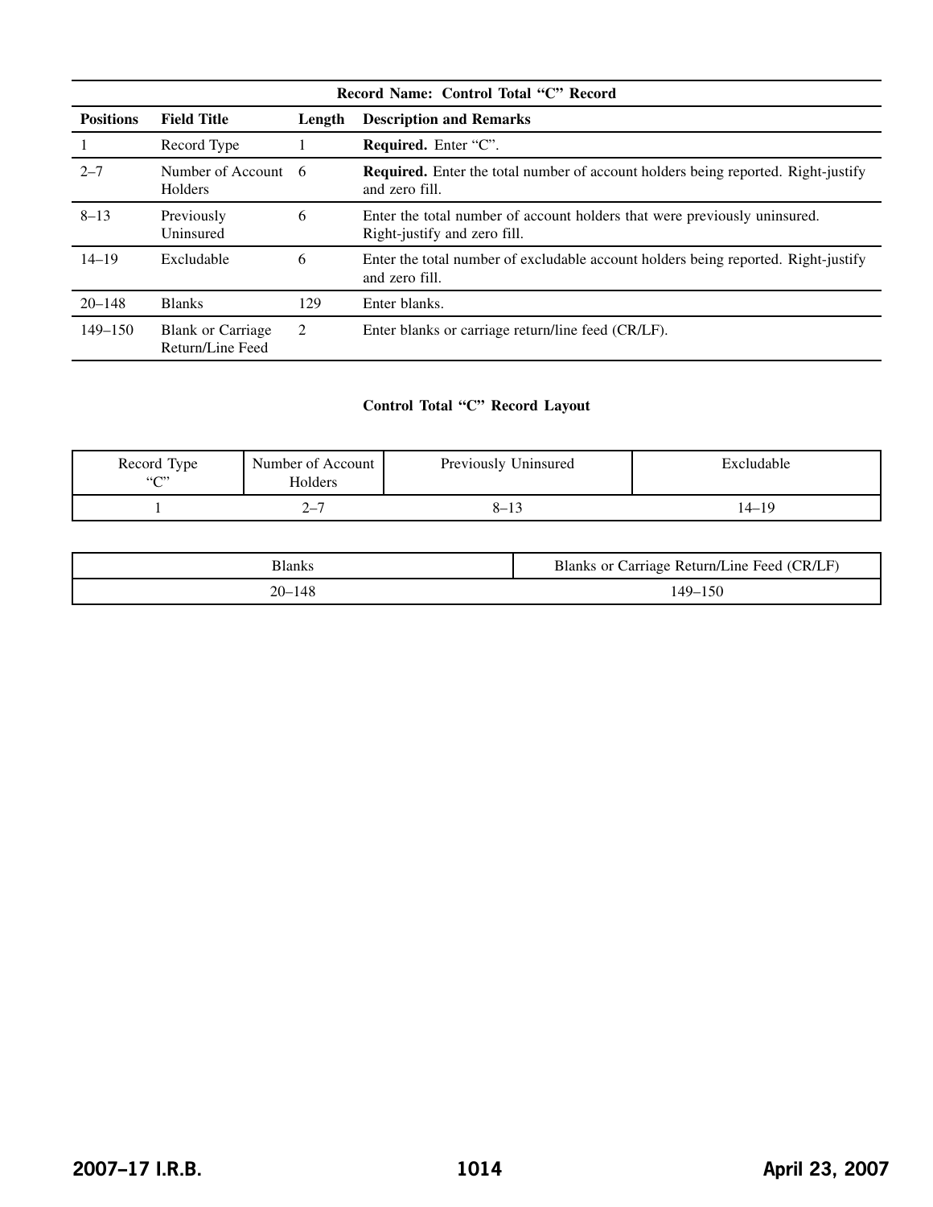| Record Name: Control Total "C" Record | | | |
|---|---|---|---|
| **Positions** | **Field Title** | **Length** | **Description and Remarks** |
| 1 | Record Type | 1 | **Required.** Enter "C". |
| 2–7 | Number of Account Holders | 6 | **Required.** Enter the total number of account holders being reported. Right-justify and zero fill. |
| 8–13 | Previously Uninsured | 6 | Enter the total number of account holders that were previously uninsured. Right-justify and zero fill. |
| 14–19 | Excludable | 6 | Enter the total number of excludable account holders being reported. Right-justify and zero fill. |
| 20–148 | Blanks | 129 | Enter blanks. |
| 149–150 | Blank or Carriage Return/Line Feed | 2 | Enter blanks or carriage return/line feed (CR/LF). |

**Control Total "C" Record Layout**

| Record Type "C" | Number of Account Holders | Previously Uninsured | Excludable |
|---|---|---|---|
| 1 | 2–7 | 8–13 | 14–19 |

| Blanks | Blanks or Carriage Return/Line Feed (CR/LF) |
|---|---|
| 20–148 | 149–150 |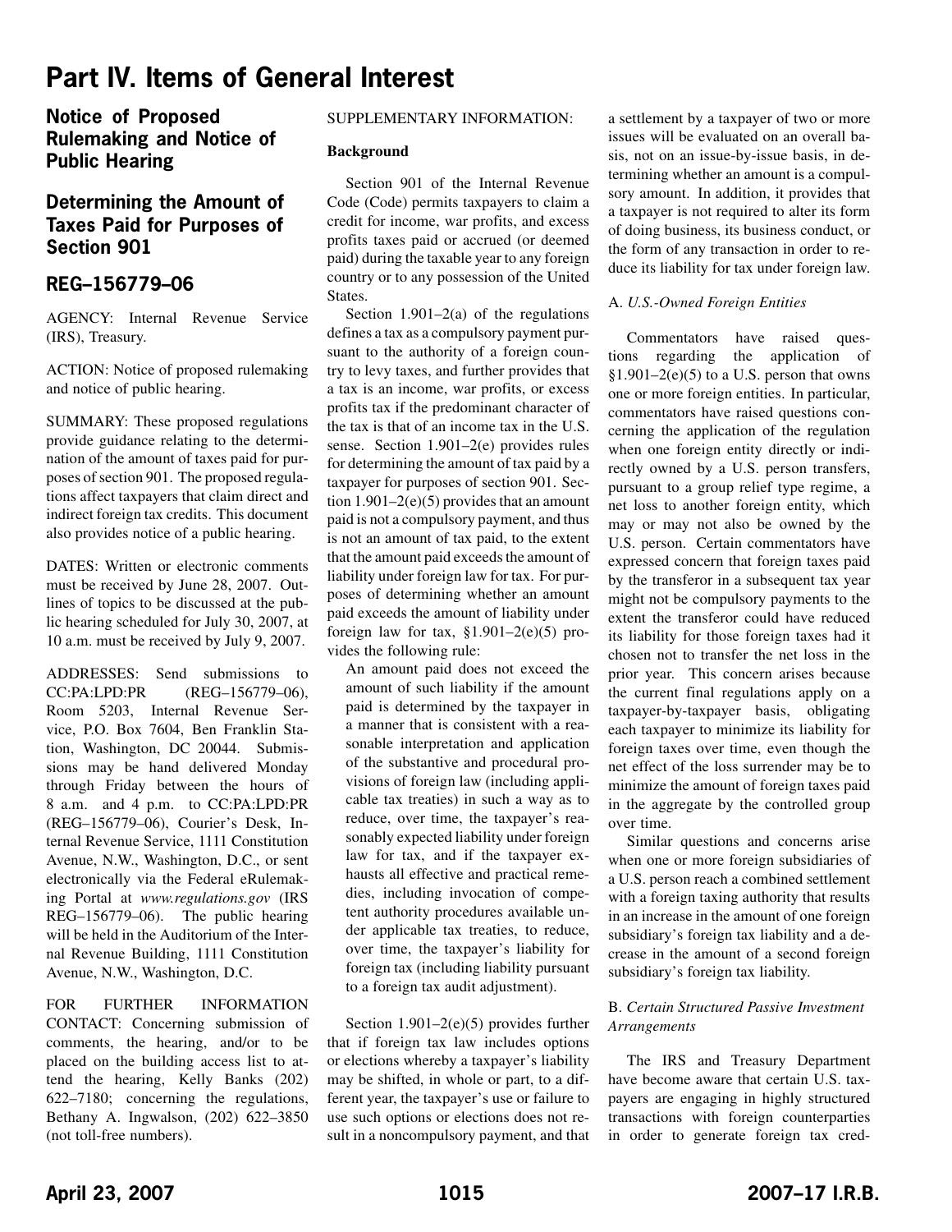# Part IV. Items of General Interest

## Notice of Proposed Rulemaking and Notice of Public Hearing

## Determining the Amount of Taxes Paid for Purposes of Section 901

## REG–156779–06

AGENCY: Internal Revenue Service (IRS), Treasury.

ACTION: Notice of proposed rulemaking and notice of public hearing.

SUMMARY: These proposed regulations provide guidance relating to the determination of the amount of taxes paid for purposes of section 901. The proposed regulations affect taxpayers that claim direct and indirect foreign tax credits. This document also provides notice of a public hearing.

DATES: Written or electronic comments must be received by June 28, 2007. Outlines of topics to be discussed at the public hearing scheduled for July 30, 2007, at 10 a.m. must be received by July 9, 2007.

ADDRESSES: Send submissions to CC:PA:LPD:PR (REG–156779–06), Room 5203, Internal Revenue Service, P.O. Box 7604, Ben Franklin Station, Washington, DC 20044. Submissions may be hand delivered Monday through Friday between the hours of 8 a.m. and 4 p.m. to CC:PA:LPD:PR (REG–156779–06), Courier's Desk, Internal Revenue Service, 1111 Constitution Avenue, N.W., Washington, D.C., or sent electronically via the Federal eRulemaking Portal at *www.regulations.gov* (IRS REG–156779–06). The public hearing will be held in the Auditorium of the Internal Revenue Building, 1111 Constitution Avenue, N.W., Washington, D.C.

FOR FURTHER INFORMATION CONTACT: Concerning submission of comments, the hearing, and/or to be placed on the building access list to attend the hearing, Kelly Banks (202) 622–7180; concerning the regulations, Bethany A. Ingwalson, (202) 622–3850 (not toll-free numbers).

SUPPLEMENTARY INFORMATION:

**Background**

Section 901 of the Internal Revenue Code (Code) permits taxpayers to claim a credit for income, war profits, and excess profits taxes paid or accrued (or deemed paid) during the taxable year to any foreign country or to any possession of the United States.

Section 1.901–2(a) of the regulations defines a tax as a compulsory payment pursuant to the authority of a foreign country to levy taxes, and further provides that a tax is an income, war profits, or excess profits tax if the predominant character of the tax is that of an income tax in the U.S. sense. Section 1.901–2(e) provides rules for determining the amount of tax paid by a taxpayer for purposes of section 901. Section 1.901–2(e)(5) provides that an amount paid is not a compulsory payment, and thus is not an amount of tax paid, to the extent that the amount paid exceeds the amount of liability under foreign law for tax. For purposes of determining whether an amount paid exceeds the amount of liability under foreign law for tax, §1.901–2(e)(5) provides the following rule:

> An amount paid does not exceed the amount of such liability if the amount paid is determined by the taxpayer in a manner that is consistent with a reasonable interpretation and application of the substantive and procedural provisions of foreign law (including applicable tax treaties) in such a way as to reduce, over time, the taxpayer's reasonably expected liability under foreign law for tax, and if the taxpayer exhausts all effective and practical remedies, including invocation of competent authority procedures available under applicable tax treaties, to reduce, over time, the taxpayer's liability for foreign tax (including liability pursuant to a foreign tax audit adjustment).

Section 1.901–2(e)(5) provides further that if foreign tax law includes options or elections whereby a taxpayer's liability may be shifted, in whole or part, to a different year, the taxpayer's use or failure to use such options or elections does not result in a noncompulsory payment, and that a settlement by a taxpayer of two or more issues will be evaluated on an overall basis, not on an issue-by-issue basis, in determining whether an amount is a compulsory amount. In addition, it provides that a taxpayer is not required to alter its form of doing business, its business conduct, or the form of any transaction in order to reduce its liability for tax under foreign law.

A. *U.S.-Owned Foreign Entities*

Commentators have raised questions regarding the application of §1.901–2(e)(5) to a U.S. person that owns one or more foreign entities. In particular, commentators have raised questions concerning the application of the regulation when one foreign entity directly or indirectly owned by a U.S. person transfers, pursuant to a group relief type regime, a net loss to another foreign entity, which may or may not also be owned by the U.S. person. Certain commentators have expressed concern that foreign taxes paid by the transferor in a subsequent tax year might not be compulsory payments to the extent the transferor could have reduced its liability for those foreign taxes had it chosen not to transfer the net loss in the prior year. This concern arises because the current final regulations apply on a taxpayer-by-taxpayer basis, obligating each taxpayer to minimize its liability for foreign taxes over time, even though the net effect of the loss surrender may be to minimize the amount of foreign taxes paid in the aggregate by the controlled group over time.

Similar questions and concerns arise when one or more foreign subsidiaries of a U.S. person reach a combined settlement with a foreign taxing authority that results in an increase in the amount of one foreign subsidiary's foreign tax liability and a decrease in the amount of a second foreign subsidiary's foreign tax liability.

B. *Certain Structured Passive Investment Arrangements*

The IRS and Treasury Department have become aware that certain U.S. taxpayers are engaging in highly structured transactions with foreign counterparties in order to generate foreign tax cred-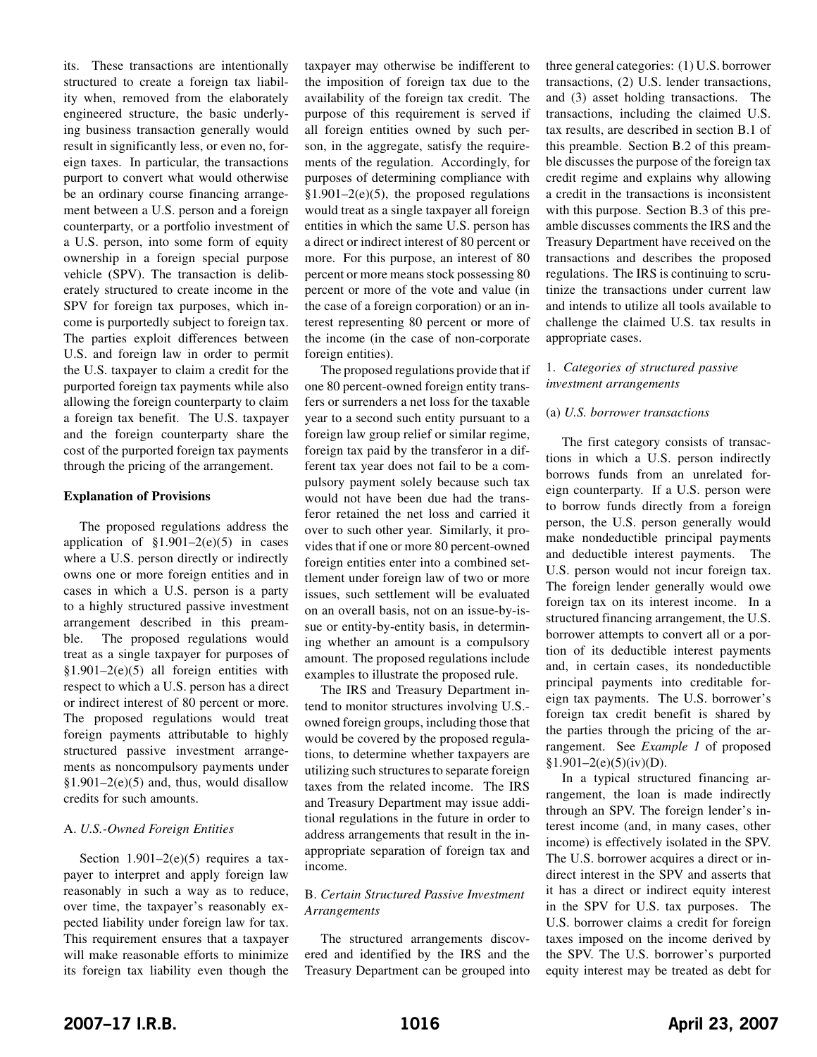its. These transactions are intentionally structured to create a foreign tax liability when, removed from the elaborately engineered structure, the basic underlying business transaction generally would result in significantly less, or even no, foreign taxes. In particular, the transactions purport to convert what would otherwise be an ordinary course financing arrangement between a U.S. person and a foreign counterparty, or a portfolio investment of a U.S. person, into some form of equity ownership in a foreign special purpose vehicle (SPV). The transaction is deliberately structured to create income in the SPV for foreign tax purposes, which income is purportedly subject to foreign tax. The parties exploit differences between U.S. and foreign law in order to permit the U.S. taxpayer to claim a credit for the purported foreign tax payments while also allowing the foreign counterparty to claim a foreign tax benefit. The U.S. taxpayer and the foreign counterparty share the cost of the purported foreign tax payments through the pricing of the arrangement.

**Explanation of Provisions**

The proposed regulations address the application of §1.901–2(e)(5) in cases where a U.S. person directly or indirectly owns one or more foreign entities and in cases in which a U.S. person is a party to a highly structured passive investment arrangement described in this preamble. The proposed regulations would treat as a single taxpayer for purposes of §1.901–2(e)(5) all foreign entities with respect to which a U.S. person has a direct or indirect interest of 80 percent or more. The proposed regulations would treat foreign payments attributable to highly structured passive investment arrangements as noncompulsory payments under §1.901–2(e)(5) and, thus, would disallow credits for such amounts.

A. *U.S.-Owned Foreign Entities*

Section 1.901–2(e)(5) requires a taxpayer to interpret and apply foreign law reasonably in such a way as to reduce, over time, the taxpayer's reasonably expected liability under foreign law for tax. This requirement ensures that a taxpayer will make reasonable efforts to minimize its foreign tax liability even though the taxpayer may otherwise be indifferent to the imposition of foreign tax due to the availability of the foreign tax credit. The purpose of this requirement is served if all foreign entities owned by such person, in the aggregate, satisfy the requirements of the regulation. Accordingly, for purposes of determining compliance with §1.901–2(e)(5), the proposed regulations would treat as a single taxpayer all foreign entities in which the same U.S. person has a direct or indirect interest of 80 percent or more. For this purpose, an interest of 80 percent or more means stock possessing 80 percent or more of the vote and value (in the case of a foreign corporation) or an interest representing 80 percent or more of the income (in the case of non-corporate foreign entities).

The proposed regulations provide that if one 80 percent-owned foreign entity transfers or surrenders a net loss for the taxable year to a second such entity pursuant to a foreign law group relief or similar regime, foreign tax paid by the transferor in a different tax year does not fail to be a compulsory payment solely because such tax would not have been due had the transferor retained the net loss and carried it over to such other year. Similarly, it provides that if one or more 80 percent-owned foreign entities enter into a combined settlement under foreign law of two or more issues, such settlement will be evaluated on an overall basis, not on an issue-by-issue or entity-by-entity basis, in determining whether an amount is a compulsory amount. The proposed regulations include examples to illustrate the proposed rule.

The IRS and Treasury Department intend to monitor structures involving U.S.-owned foreign groups, including those that would be covered by the proposed regulations, to determine whether taxpayers are utilizing such structures to separate foreign taxes from the related income. The IRS and Treasury Department may issue additional regulations in the future in order to address arrangements that result in the inappropriate separation of foreign tax and income.

B. *Certain Structured Passive Investment Arrangements*

The structured arrangements discovered and identified by the IRS and the Treasury Department can be grouped into three general categories: (1) U.S. borrower transactions, (2) U.S. lender transactions, and (3) asset holding transactions. The transactions, including the claimed U.S. tax results, are described in section B.1 of this preamble. Section B.2 of this preamble discusses the purpose of the foreign tax credit regime and explains why allowing a credit in the transactions is inconsistent with this purpose. Section B.3 of this preamble discusses comments the IRS and the Treasury Department have received on the transactions and describes the proposed regulations. The IRS is continuing to scrutinize the transactions under current law and intends to utilize all tools available to challenge the claimed U.S. tax results in appropriate cases.

1. *Categories of structured passive investment arrangements*

(a) *U.S. borrower transactions*

The first category consists of transactions in which a U.S. person indirectly borrows funds from an unrelated foreign counterparty. If a U.S. person were to borrow funds directly from a foreign person, the U.S. person generally would make nondeductible principal payments and deductible interest payments. The U.S. person would not incur foreign tax. The foreign lender generally would owe foreign tax on its interest income. In a structured financing arrangement, the U.S. borrower attempts to convert all or a portion of its deductible interest payments and, in certain cases, its nondeductible principal payments into creditable foreign tax payments. The U.S. borrower's foreign tax credit benefit is shared by the parties through the pricing of the arrangement. See *Example 1* of proposed §1.901–2(e)(5)(iv)(D).

In a typical structured financing arrangement, the loan is made indirectly through an SPV. The foreign lender's interest income (and, in many cases, other income) is effectively isolated in the SPV. The U.S. borrower acquires a direct or indirect interest in the SPV and asserts that it has a direct or indirect equity interest in the SPV for U.S. tax purposes. The U.S. borrower claims a credit for foreign taxes imposed on the income derived by the SPV. The U.S. borrower's purported equity interest may be treated as debt for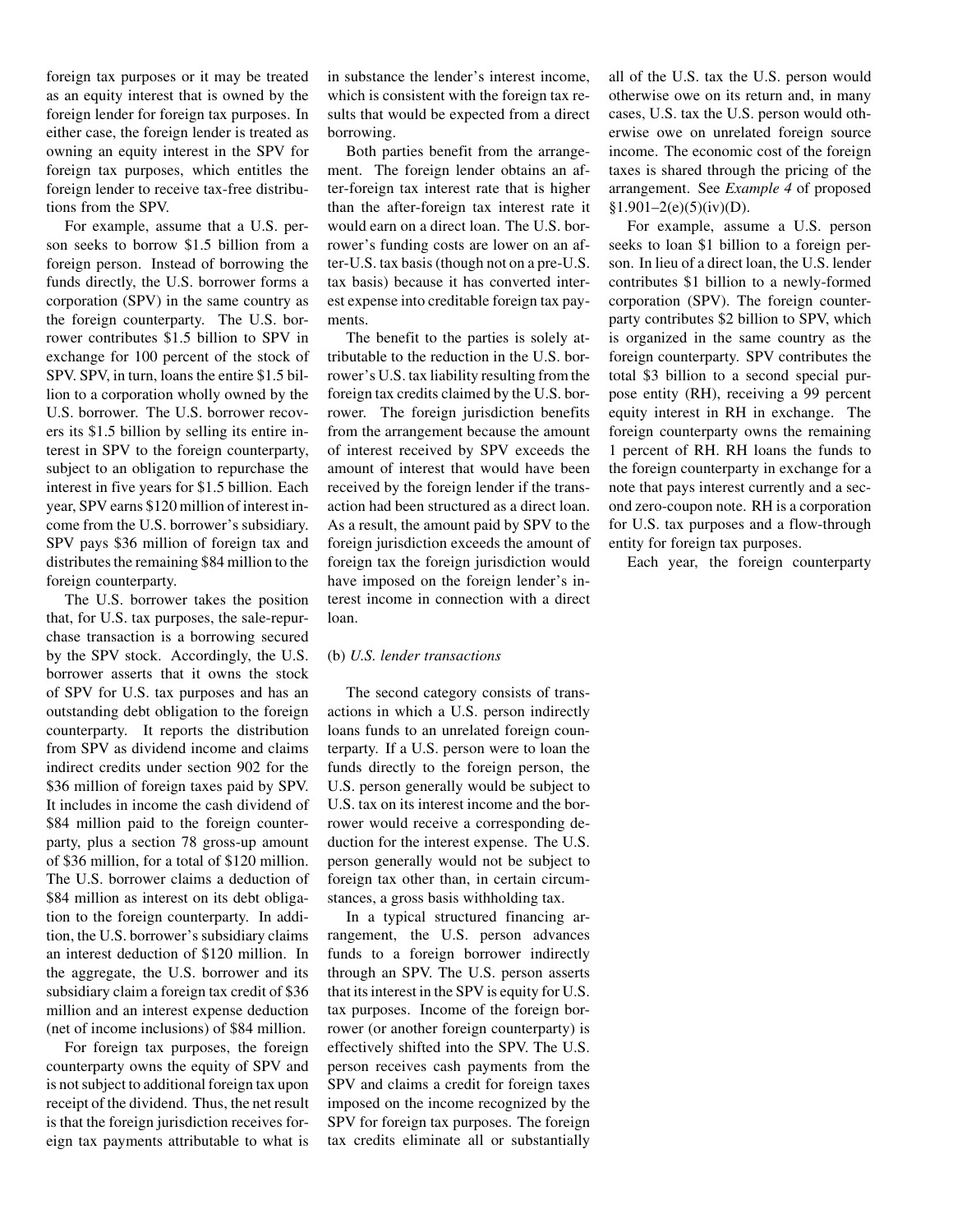foreign tax purposes or it may be treated as an equity interest that is owned by the foreign lender for foreign tax purposes. In either case, the foreign lender is treated as owning an equity interest in the SPV for foreign tax purposes, which entitles the foreign lender to receive tax-free distributions from the SPV.

For example, assume that a U.S. person seeks to borrow $1.5 billion from a foreign person. Instead of borrowing the funds directly, the U.S. borrower forms a corporation (SPV) in the same country as the foreign counterparty. The U.S. borrower contributes $1.5 billion to SPV in exchange for 100 percent of the stock of SPV. SPV, in turn, loans the entire $1.5 billion to a corporation wholly owned by the U.S. borrower. The U.S. borrower recovers its $1.5 billion by selling its entire interest in SPV to the foreign counterparty, subject to an obligation to repurchase the interest in five years for $1.5 billion. Each year, SPV earns $120 million of interest income from the U.S. borrower's subsidiary. SPV pays $36 million of foreign tax and distributes the remaining $84 million to the foreign counterparty.

The U.S. borrower takes the position that, for U.S. tax purposes, the sale-repurchase transaction is a borrowing secured by the SPV stock. Accordingly, the U.S. borrower asserts that it owns the stock of SPV for U.S. tax purposes and has an outstanding debt obligation to the foreign counterparty. It reports the distribution from SPV as dividend income and claims indirect credits under section 902 for the $36 million of foreign taxes paid by SPV. It includes in income the cash dividend of $84 million paid to the foreign counterparty, plus a section 78 gross-up amount of $36 million, for a total of $120 million. The U.S. borrower claims a deduction of $84 million as interest on its debt obligation to the foreign counterparty. In addition, the U.S. borrower's subsidiary claims an interest deduction of $120 million. In the aggregate, the U.S. borrower and its subsidiary claim a foreign tax credit of $36 million and an interest expense deduction (net of income inclusions) of $84 million.

For foreign tax purposes, the foreign counterparty owns the equity of SPV and is not subject to additional foreign tax upon receipt of the dividend. Thus, the net result is that the foreign jurisdiction receives foreign tax payments attributable to what is in substance the lender's interest income, which is consistent with the foreign tax results that would be expected from a direct borrowing.

Both parties benefit from the arrangement. The foreign lender obtains an after-foreign tax interest rate that is higher than the after-foreign tax interest rate it would earn on a direct loan. The U.S. borrower's funding costs are lower on an after-U.S. tax basis (though not on a pre-U.S. tax basis) because it has converted interest expense into creditable foreign tax payments.

The benefit to the parties is solely attributable to the reduction in the U.S. borrower's U.S. tax liability resulting from the foreign tax credits claimed by the U.S. borrower. The foreign jurisdiction benefits from the arrangement because the amount of interest received by SPV exceeds the amount of interest that would have been received by the foreign lender if the transaction had been structured as a direct loan. As a result, the amount paid by SPV to the foreign jurisdiction exceeds the amount of foreign tax the foreign jurisdiction would have imposed on the foreign lender's interest income in connection with a direct loan.

(b) *U.S. lender transactions*

The second category consists of transactions in which a U.S. person indirectly loans funds to an unrelated foreign counterparty. If a U.S. person were to loan the funds directly to the foreign person, the U.S. person generally would be subject to U.S. tax on its interest income and the borrower would receive a corresponding deduction for the interest expense. The U.S. person generally would not be subject to foreign tax other than, in certain circumstances, a gross basis withholding tax.

In a typical structured financing arrangement, the U.S. person advances funds to a foreign borrower indirectly through an SPV. The U.S. person asserts that its interest in the SPV is equity for U.S. tax purposes. Income of the foreign borrower (or another foreign counterparty) is effectively shifted into the SPV. The U.S. person receives cash payments from the SPV and claims a credit for foreign taxes imposed on the income recognized by the SPV for foreign tax purposes. The foreign tax credits eliminate all or substantially all of the U.S. tax the U.S. person would otherwise owe on its return and, in many cases, U.S. tax the U.S. person would otherwise owe on unrelated foreign source income. The economic cost of the foreign taxes is shared through the pricing of the arrangement. See *Example 4* of proposed §1.901–2(e)(5)(iv)(D).

For example, assume a U.S. person seeks to loan $1 billion to a foreign person. In lieu of a direct loan, the U.S. lender contributes $1 billion to a newly-formed corporation (SPV). The foreign counterparty contributes $2 billion to SPV, which is organized in the same country as the foreign counterparty. SPV contributes the total $3 billion to a second special purpose entity (RH), receiving a 99 percent equity interest in RH in exchange. The foreign counterparty owns the remaining 1 percent of RH. RH loans the funds to the foreign counterparty in exchange for a note that pays interest currently and a second zero-coupon note. RH is a corporation for U.S. tax purposes and a flow-through entity for foreign tax purposes.

Each year, the foreign counterparty